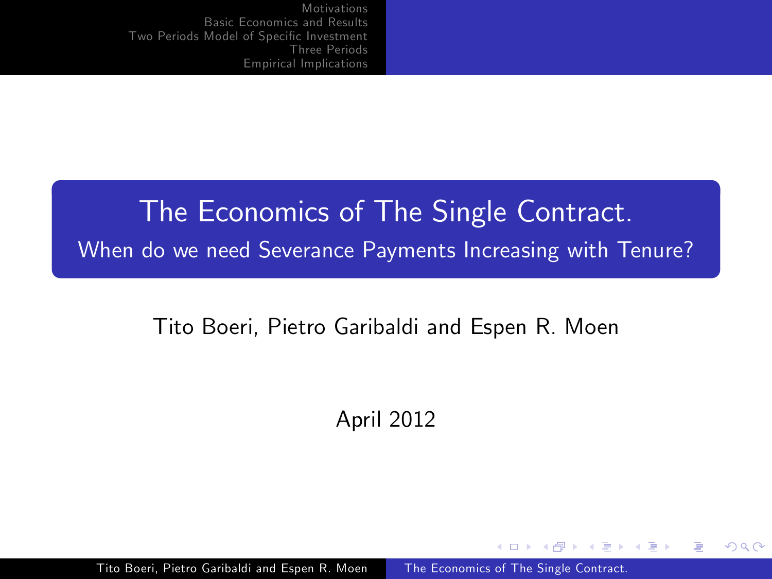# The Economics of The Single Contract.

## When do we need Severance Payments Increasing with Tenure?

Tito Boeri, Pietro Garibaldi and Espen R. Moen

April 2012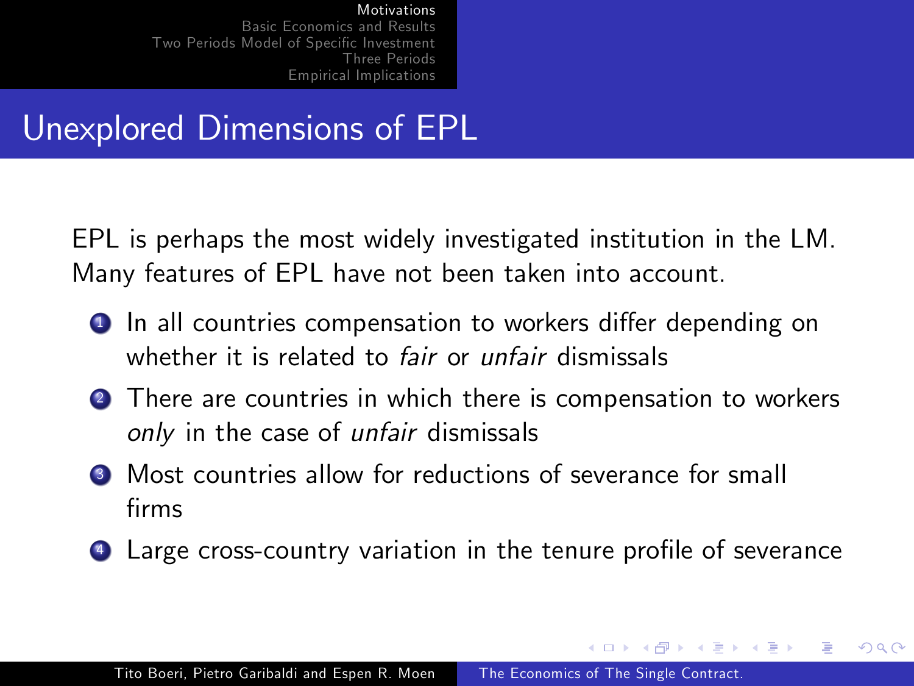# Unexplored Dimensions of EPL

EPL is perhaps the most widely investigated institution in the LM. Many features of EPL have not been taken into account.

1. In all countries compensation to workers differ depending on whether it is related to *fair* or *unfair* dismissals
2. There are countries in which there is compensation to workers *only* in the case of *unfair* dismissals
3. Most countries allow for reductions of severance for small firms
4. Large cross-country variation in the tenure profile of severance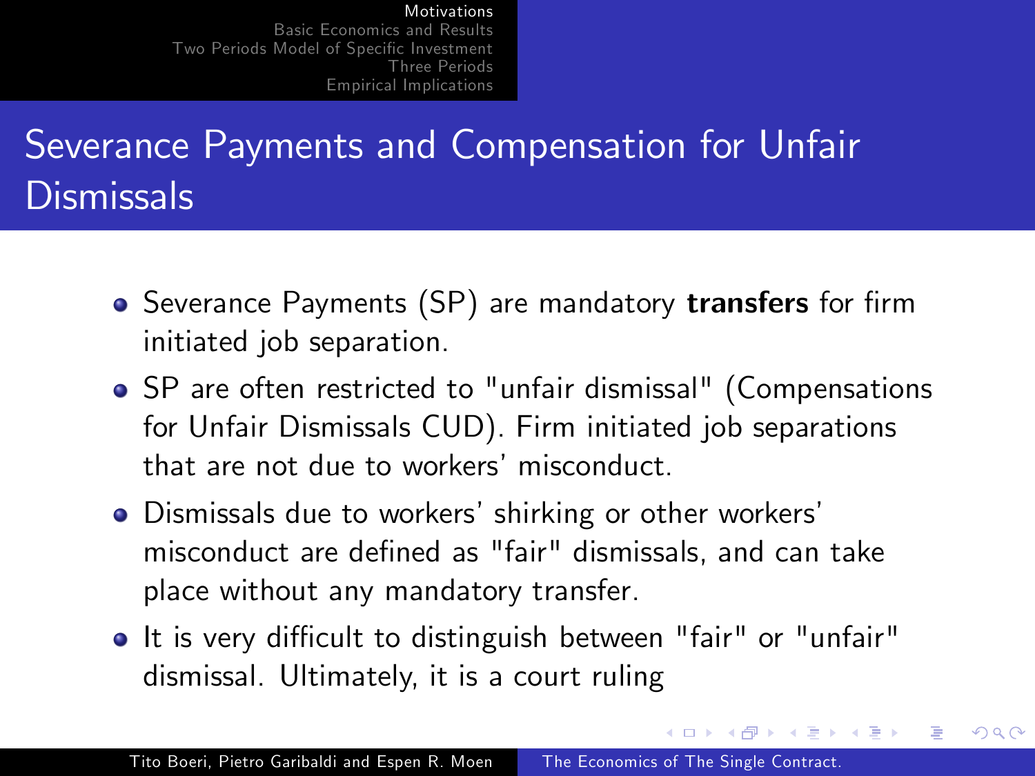# Severance Payments and Compensation for Unfair Dismissals

- Severance Payments (SP) are mandatory **transfers** for firm initiated job separation.
- SP are often restricted to "unfair dismissal" (Compensations for Unfair Dismissals CUD). Firm initiated job separations that are not due to workers' misconduct.
- Dismissals due to workers' shirking or other workers' misconduct are defined as "fair" dismissals, and can take place without any mandatory transfer.
- It is very difficult to distinguish between "fair" or "unfair" dismissal. Ultimately, it is a court ruling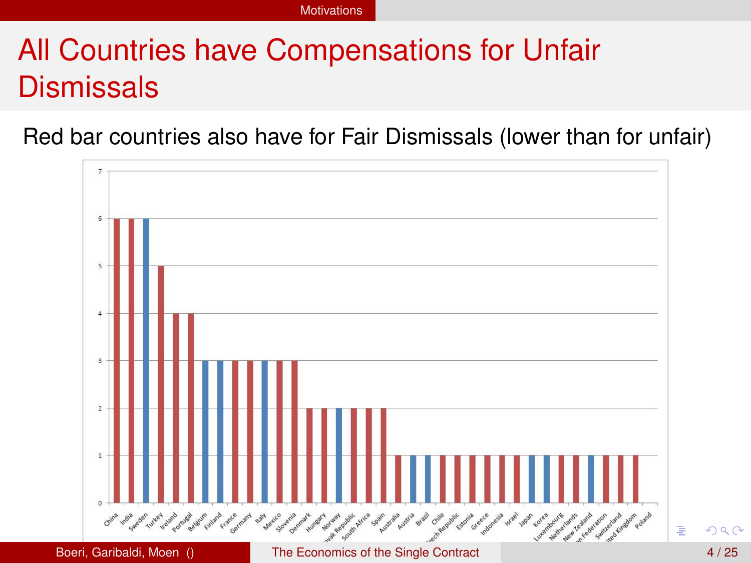# All Countries have Compensations for Unfair Dismissals

Red bar countries also have for Fair Dismissals (lower than for unfair)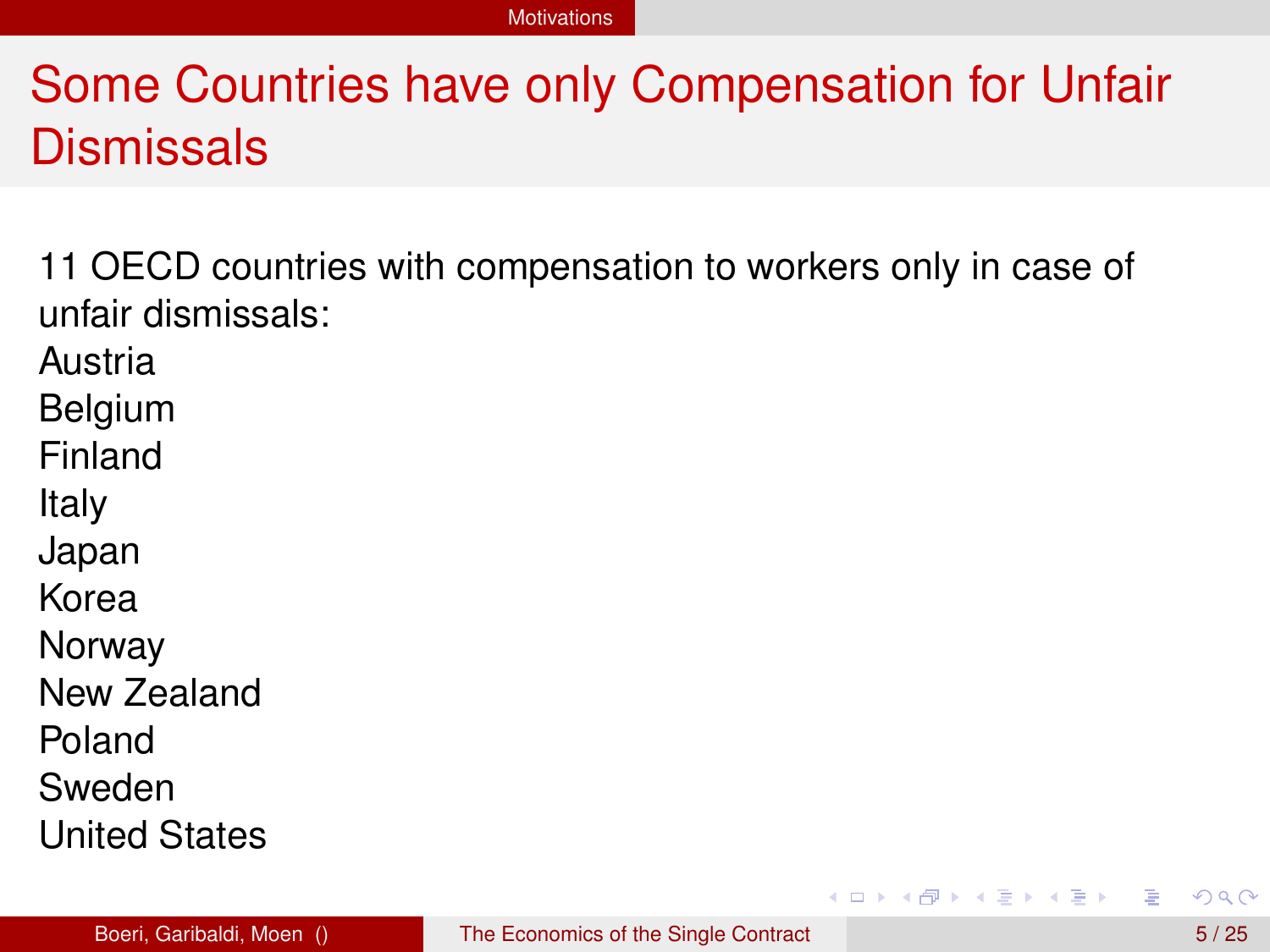# Some Countries have only Compensation for Unfair Dismissals

11 OECD countries with compensation to workers only in case of unfair dismissals:

Austria
Belgium
Finland
Italy
Japan
Korea
Norway
New Zealand
Poland
Sweden
United States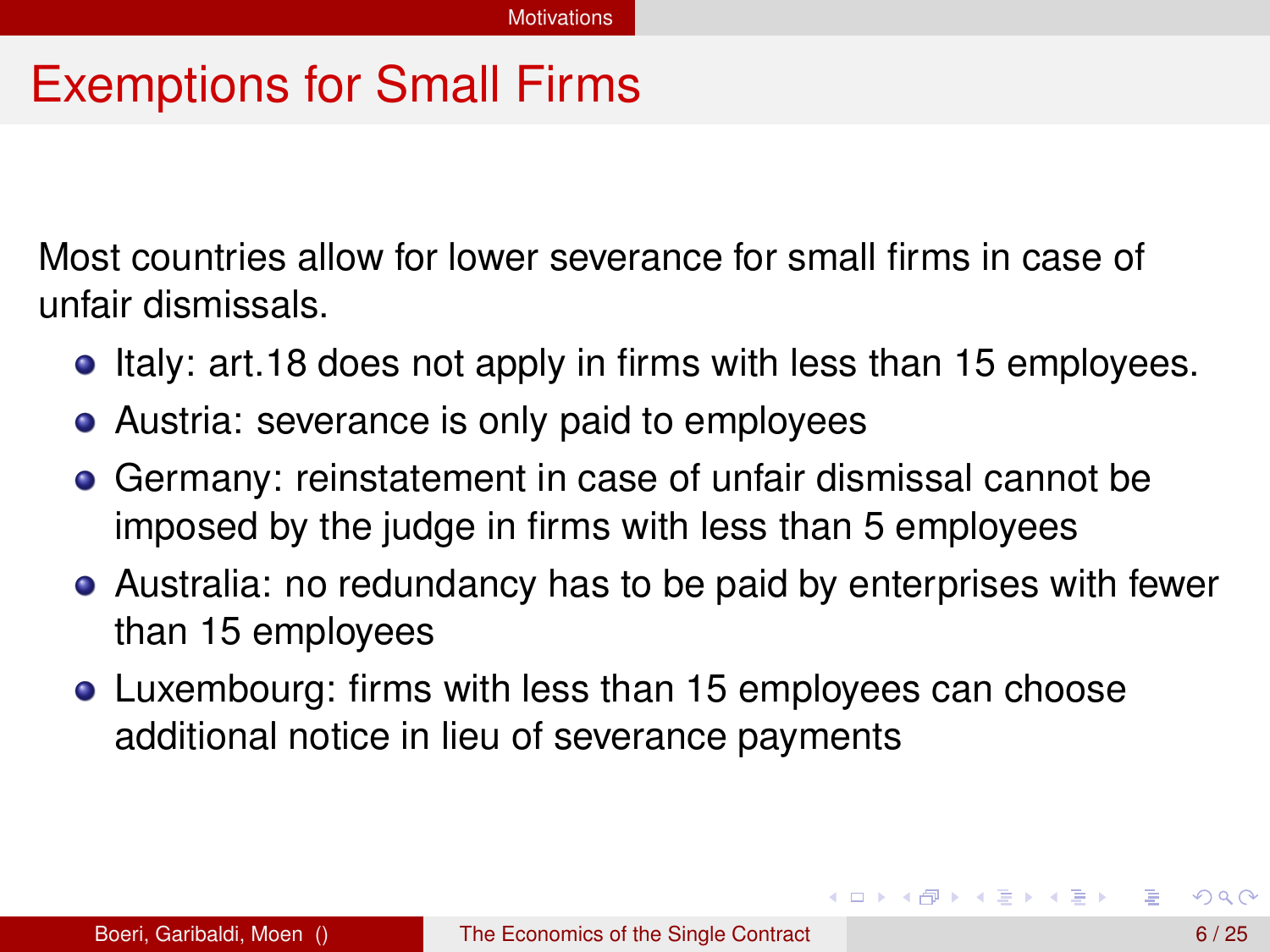# Exemptions for Small Firms

Most countries allow for lower severance for small firms in case of unfair dismissals.

- Italy: art.18 does not apply in firms with less than 15 employees.
- Austria: severance is only paid to employees
- Germany: reinstatement in case of unfair dismissal cannot be imposed by the judge in firms with less than 5 employees
- Australia: no redundancy has to be paid by enterprises with fewer than 15 employees
- Luxembourg: firms with less than 15 employees can choose additional notice in lieu of severance payments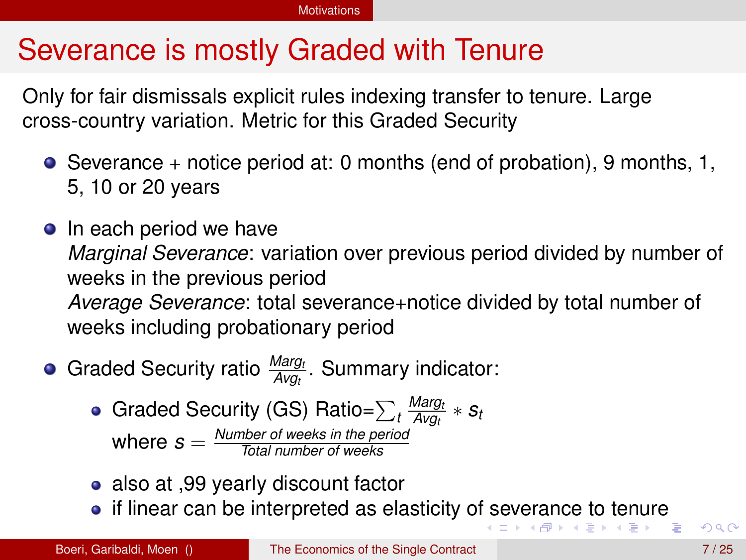# Severance is mostly Graded with Tenure

Only for fair dismissals explicit rules indexing transfer to tenure. Large cross-country variation. Metric for this Graded Security

- Severance + notice period at: 0 months (end of probation), 9 months, 1, 5, 10 or 20 years
- In each period we have
  *Marginal Severance*: variation over previous period divided by number of weeks in the previous period
  *Average Severance*: total severance+notice divided by total number of weeks including probationary period
- Graded Security ratio $\frac{Marg_t}{Avg_t}$. Summary indicator:
  - Graded Security (GS) Ratio=$\sum_t \frac{Marg_t}{Avg_t} * s_t$
    where $s = \frac{\text{Number of weeks in the period}}{\text{Total number of weeks}}$
  - also at ,99 yearly discount factor
  - if linear can be interpreted as elasticity of severance to tenure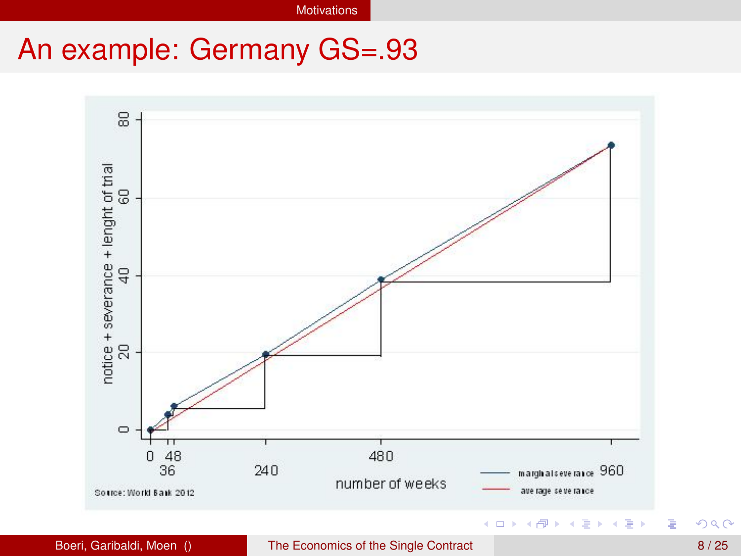# An example: Germany GS=.93

notice + severance + lenght of trial

0, 20, 40, 60, 80

0, 36, 48, 240, 480, 960

number of weeks

marginal severance

average severance

Source: World Bank 2012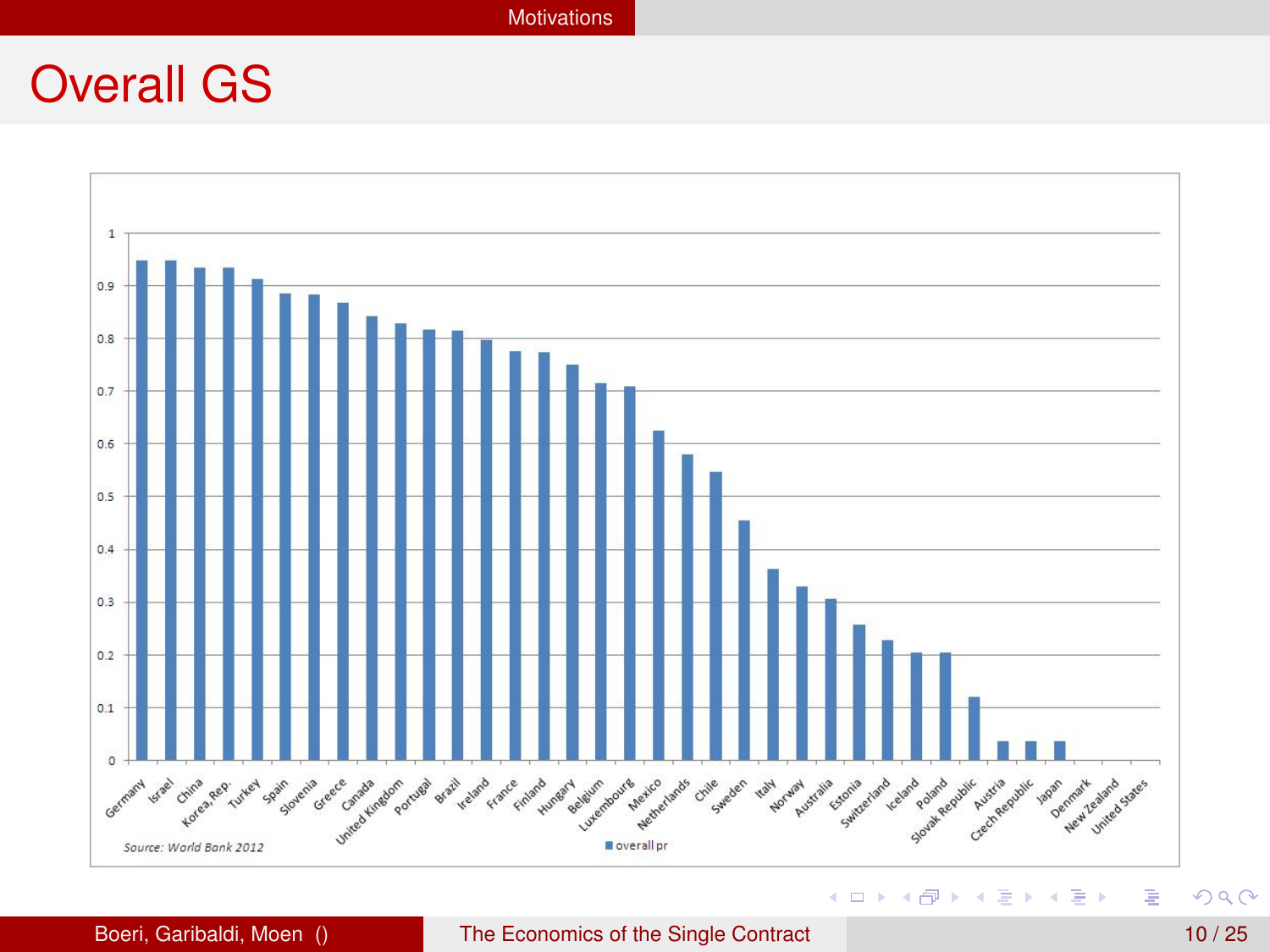# Overall GS

Source: World Bank 2012

overall pr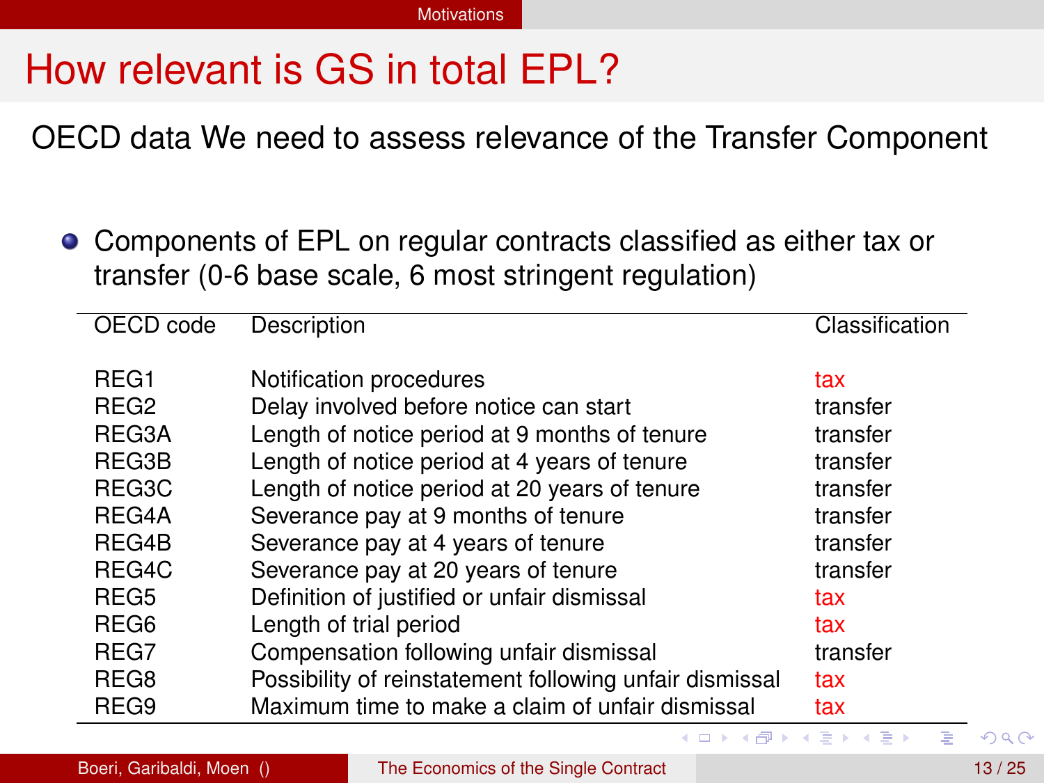# How relevant is GS in total EPL?

OECD data We need to assess relevance of the Transfer Component

- Components of EPL on regular contracts classified as either tax or transfer (0-6 base scale, 6 most stringent regulation)

| OECD code | Description | Classification |
|---|---|---|
| REG1 | Notification procedures | tax |
| REG2 | Delay involved before notice can start | transfer |
| REG3A | Length of notice period at 9 months of tenure | transfer |
| REG3B | Length of notice period at 4 years of tenure | transfer |
| REG3C | Length of notice period at 20 years of tenure | transfer |
| REG4A | Severance pay at 9 months of tenure | transfer |
| REG4B | Severance pay at 4 years of tenure | transfer |
| REG4C | Severance pay at 20 years of tenure | transfer |
| REG5 | Definition of justified or unfair dismissal | tax |
| REG6 | Length of trial period | tax |
| REG7 | Compensation following unfair dismissal | transfer |
| REG8 | Possibility of reinstatement following unfair dismissal | tax |
| REG9 | Maximum time to make a claim of unfair dismissal | tax |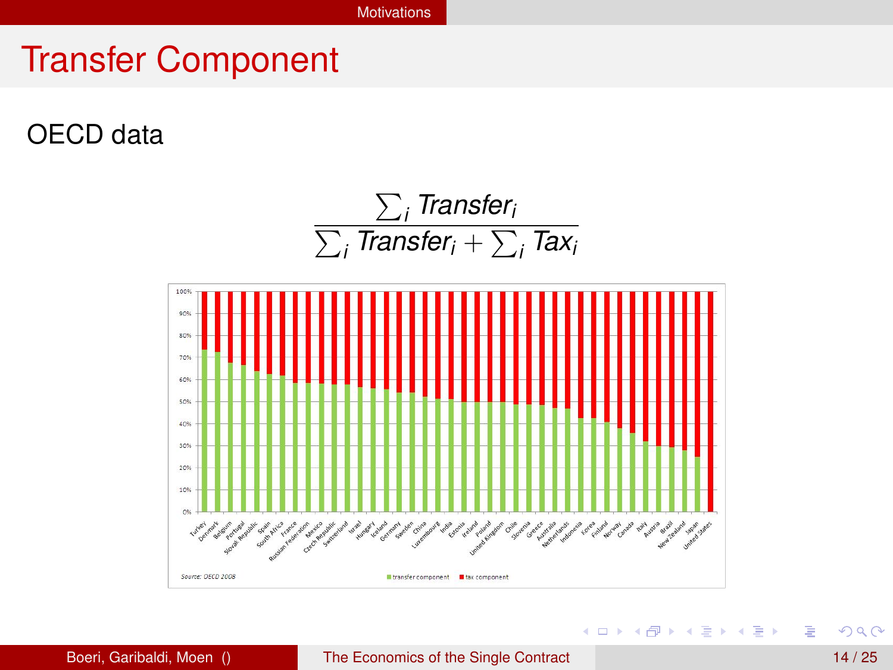# Transfer Component

OECD data

$$\frac{\sum_i Transfer_i}{\sum_i Transfer_i + \sum_i Tax_i}$$

Source: OECD 2008

transfer component   tax component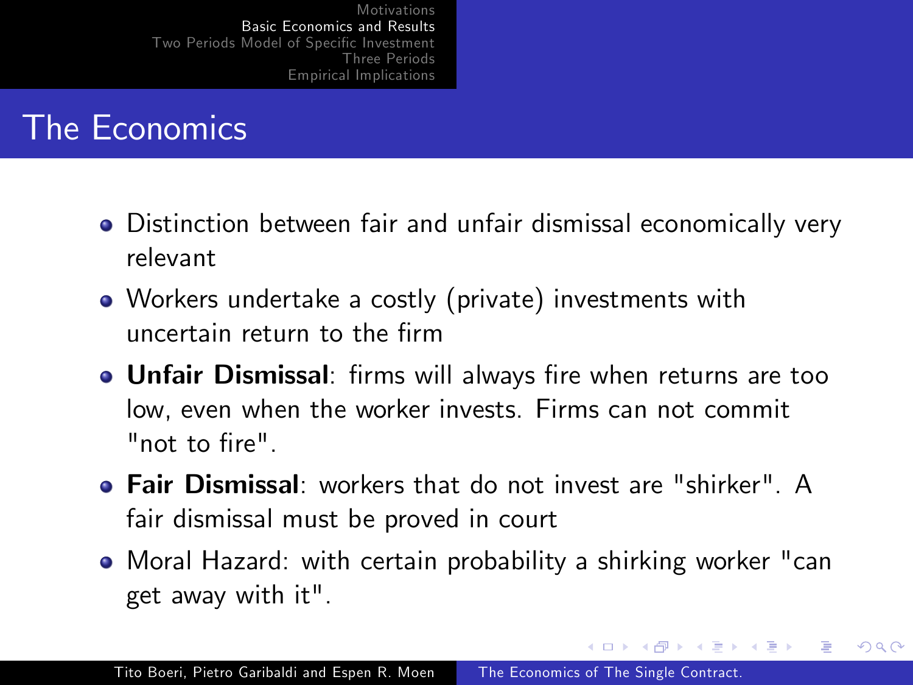# The Economics

- Distinction between fair and unfair dismissal economically very relevant
- Workers undertake a costly (private) investments with uncertain return to the firm
- **Unfair Dismissal**: firms will always fire when returns are too low, even when the worker invests. Firms can not commit "not to fire".
- **Fair Dismissal**: workers that do not invest are "shirker". A fair dismissal must be proved in court
- Moral Hazard: with certain probability a shirking worker "can get away with it".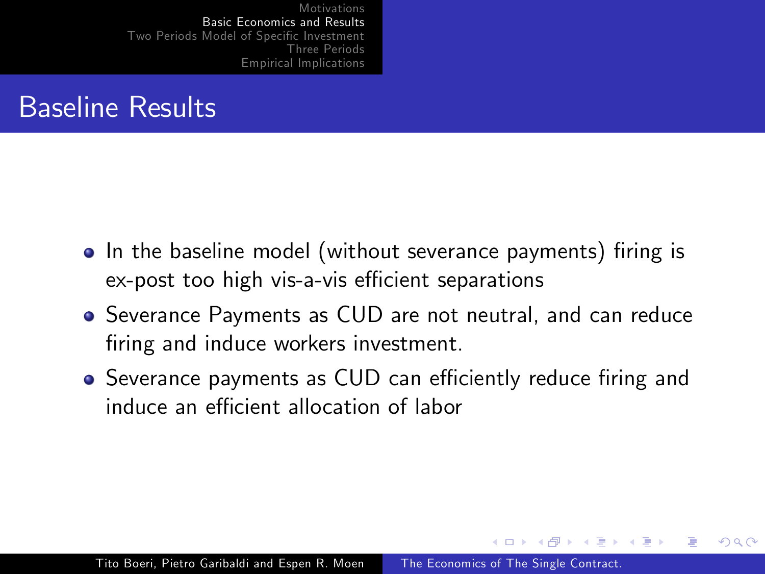## Baseline Results

- In the baseline model (without severance payments) firing is ex-post too high vis-a-vis efficient separations
- Severance Payments as CUD are not neutral, and can reduce firing and induce workers investment.
- Severance payments as CUD can efficiently reduce firing and induce an efficient allocation of labor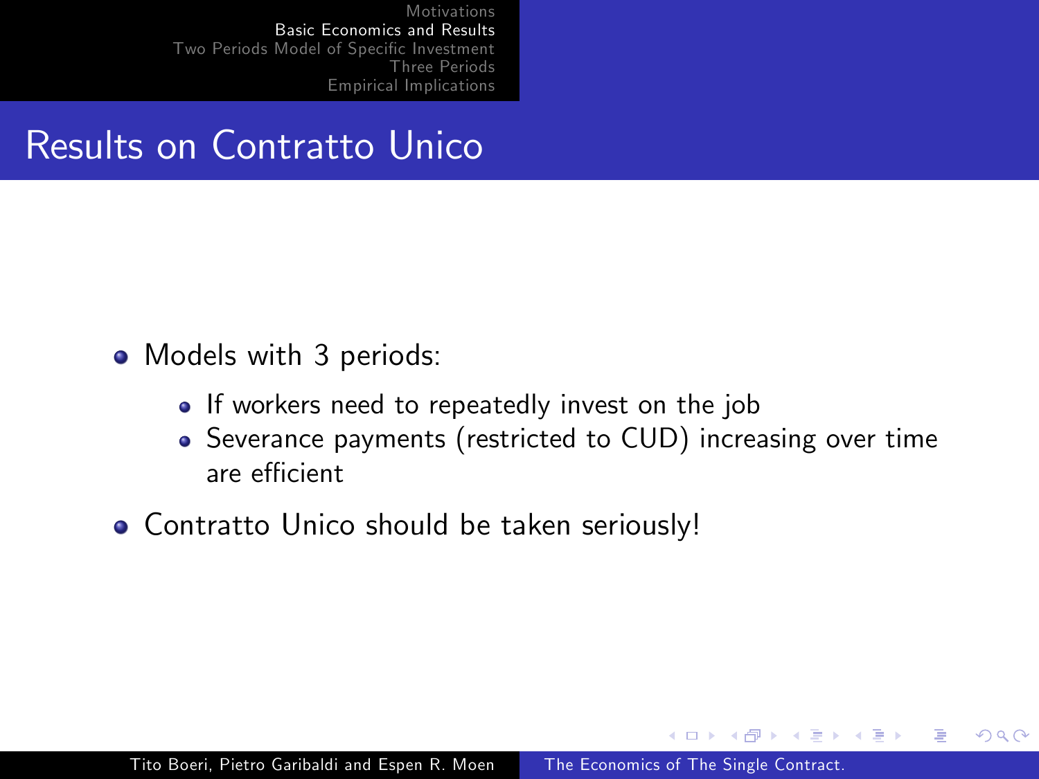# Results on Contratto Unico

- Models with 3 periods:
  - If workers need to repeatedly invest on the job
  - Severance payments (restricted to CUD) increasing over time are efficient
- Contratto Unico should be taken seriously!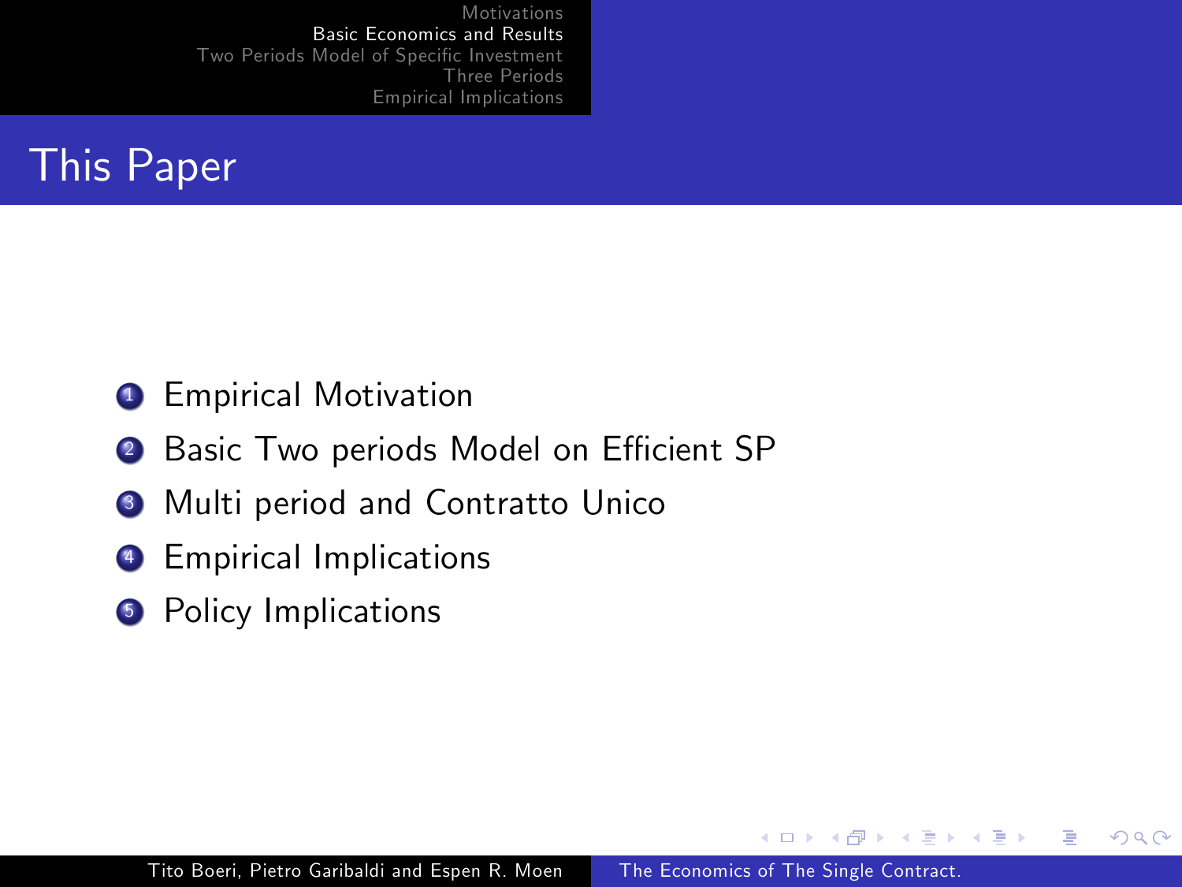# This Paper

1. Empirical Motivation
2. Basic Two periods Model on Efficient SP
3. Multi period and Contratto Unico
4. Empirical Implications
5. Policy Implications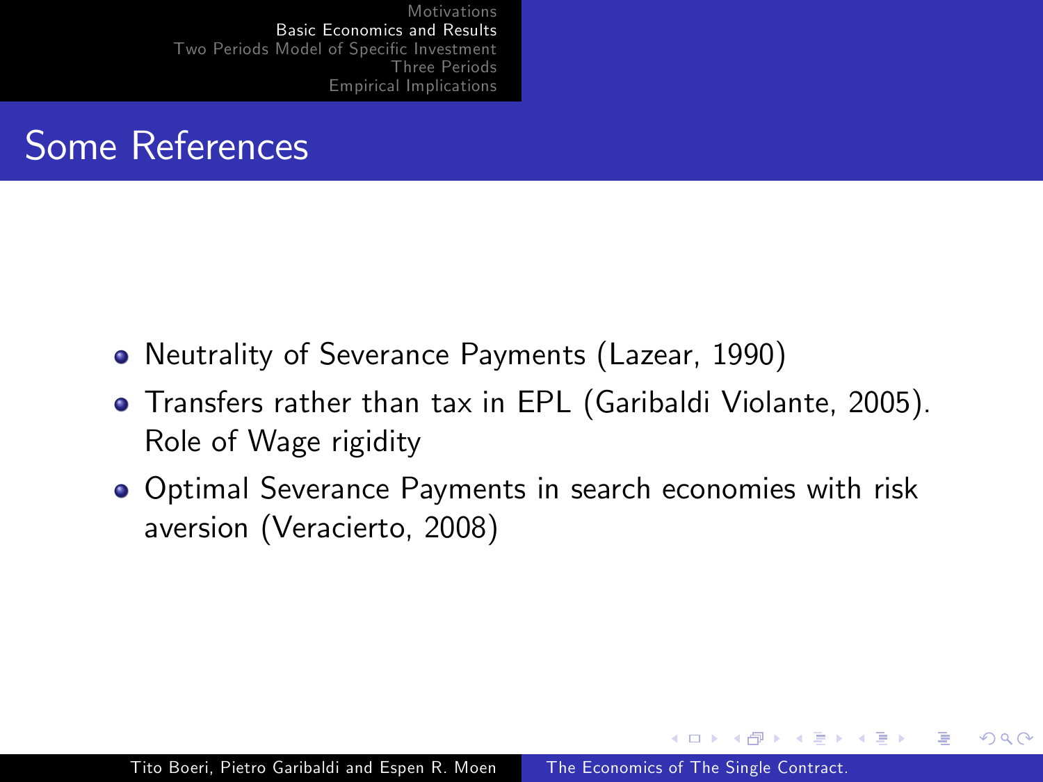## Some References

- Neutrality of Severance Payments (Lazear, 1990)
- Transfers rather than tax in EPL (Garibaldi Violante, 2005). Role of Wage rigidity
- Optimal Severance Payments in search economies with risk aversion (Veracierto, 2008)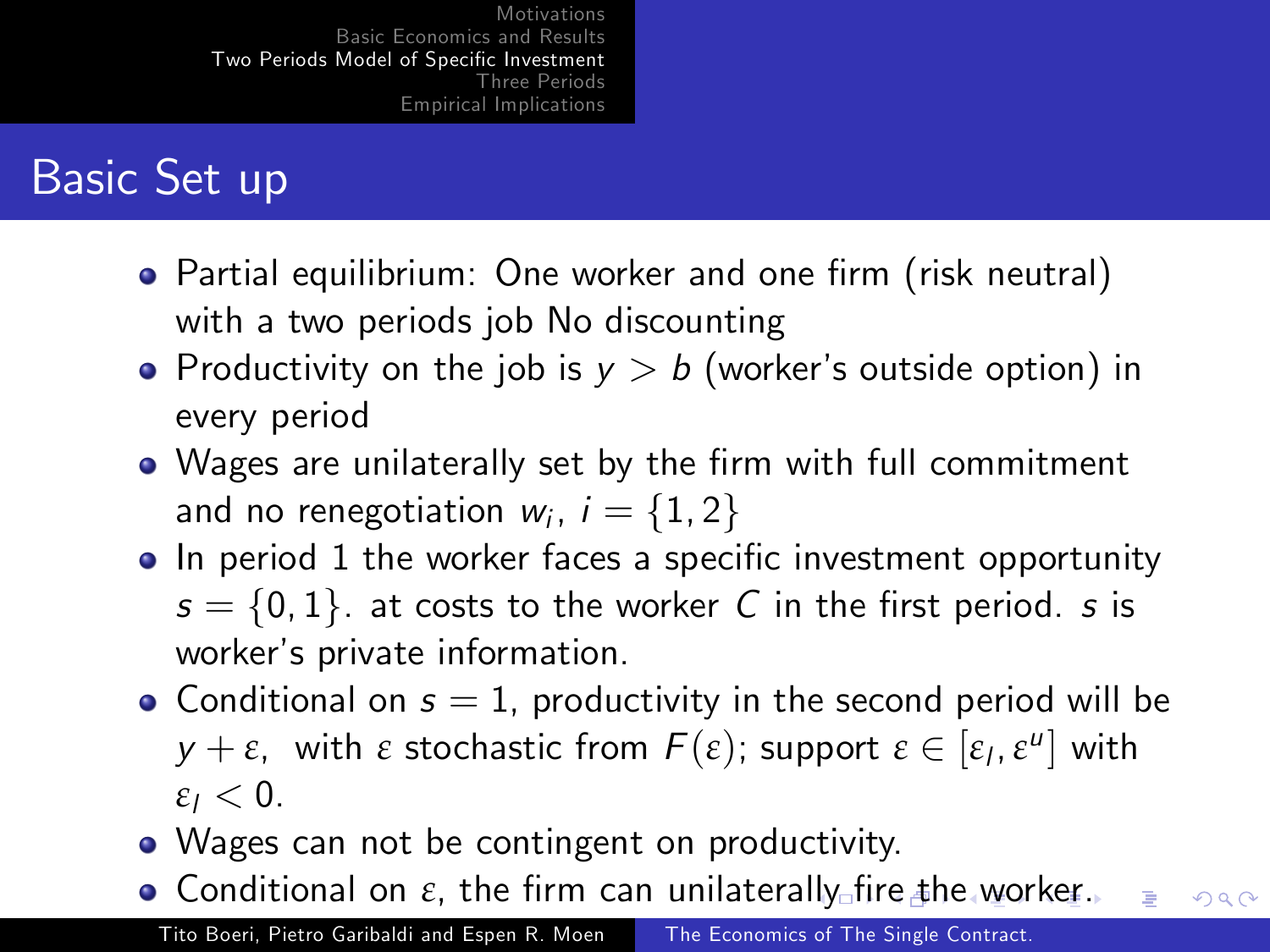# Basic Set up

- Partial equilibrium: One worker and one firm (risk neutral) with a two periods job No discounting
- Productivity on the job is $y > b$ (worker's outside option) in every period
- Wages are unilaterally set by the firm with full commitment and no renegotiation $w_i$, $i = \{1, 2\}$
- In period 1 the worker faces a specific investment opportunity $s = \{0, 1\}$. at costs to the worker $C$ in the first period. $s$ is worker's private information.
- Conditional on $s = 1$, productivity in the second period will be $y + \varepsilon$, with $\varepsilon$ stochastic from $F(\varepsilon)$; support $\varepsilon \in [\varepsilon_l, \varepsilon^u]$ with $\varepsilon_l < 0$.
- Wages can not be contingent on productivity.
- Conditional on $\varepsilon$, the firm can unilaterally fire the worker.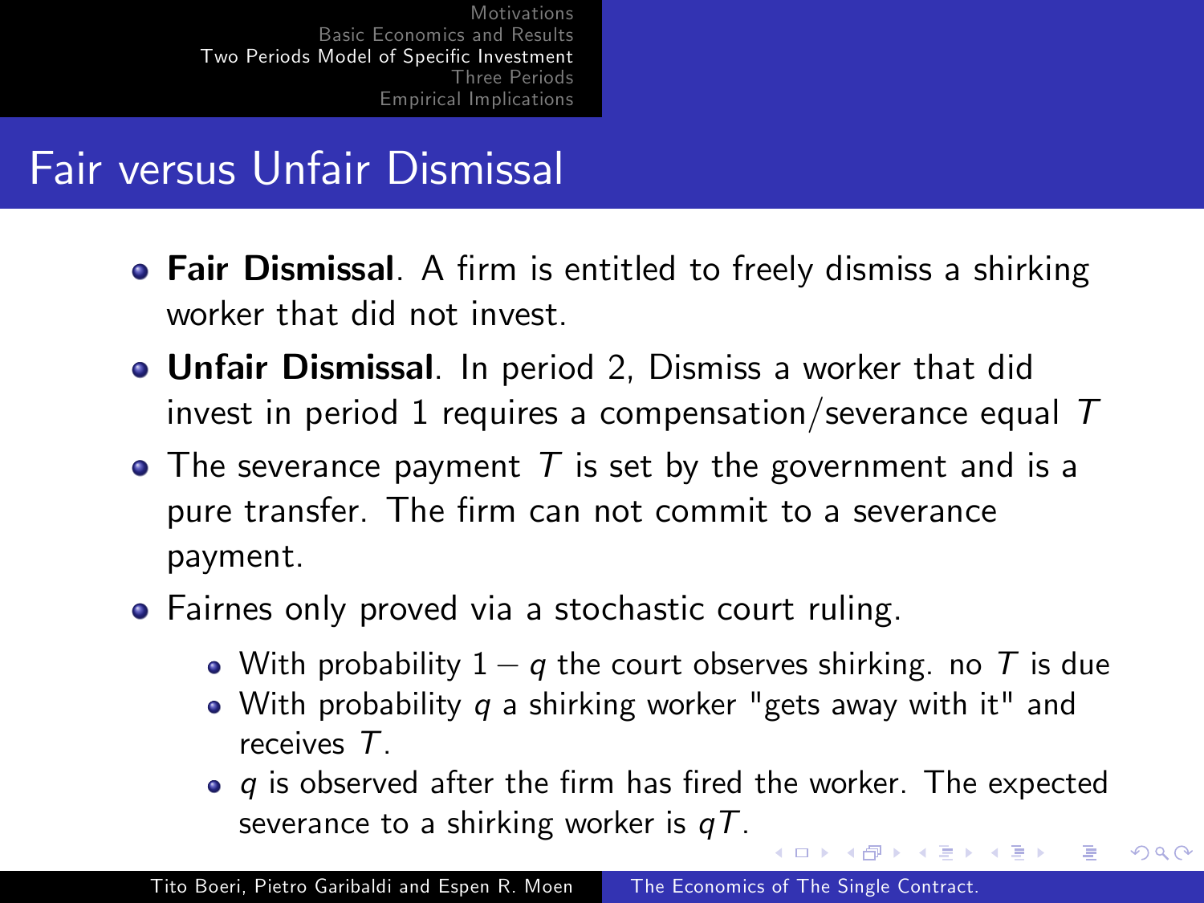# Fair versus Unfair Dismissal

- **Fair Dismissal**. A firm is entitled to freely dismiss a shirking worker that did not invest.
- **Unfair Dismissal**. In period 2, Dismiss a worker that did invest in period 1 requires a compensation/severance equal $T$
- The severance payment $T$ is set by the government and is a pure transfer. The firm can not commit to a severance payment.
- Fairnes only proved via a stochastic court ruling.
  - With probability $1 - q$ the court observes shirking. no $T$ is due
  - With probability $q$ a shirking worker "gets away with it" and receives $T$.
  - $q$ is observed after the firm has fired the worker. The expected severance to a shirking worker is $qT$.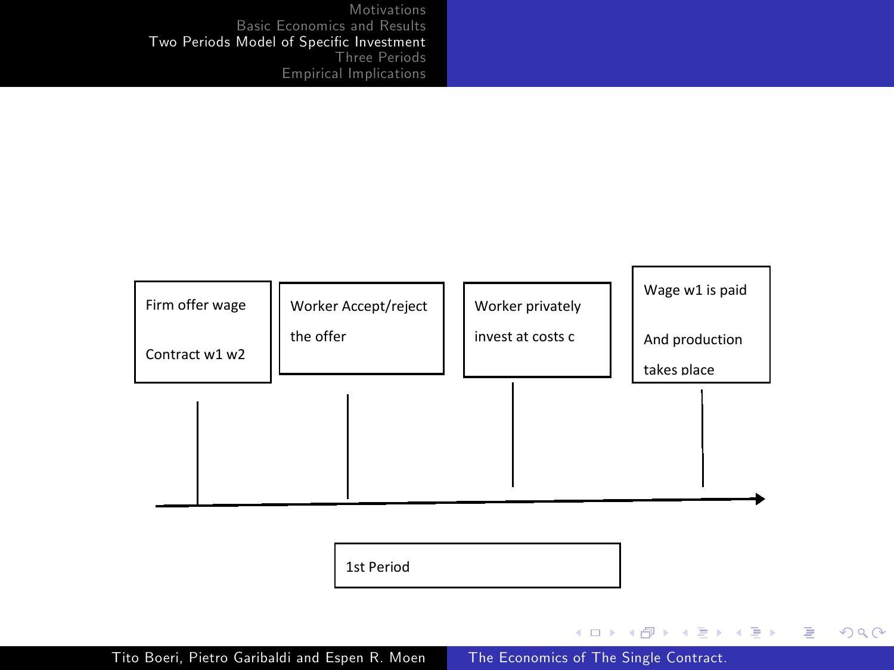Firm offer wage

Contract $w_1$ $w_2$

Worker Accept/reject the offer

Worker privately invest at costs $c$

Wage $w_1$ is paid

And production takes place

1st Period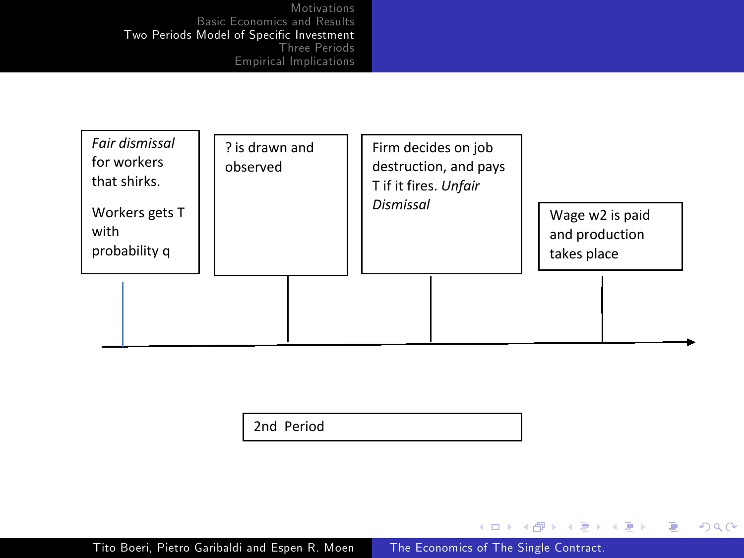*Fair dismissal* for workers that shirks.

Workers gets T with probability q

? is drawn and observed

Firm decides on job destruction, and pays T if it fires. *Unfair Dismissal*

Wage w2 is paid and production takes place

2nd Period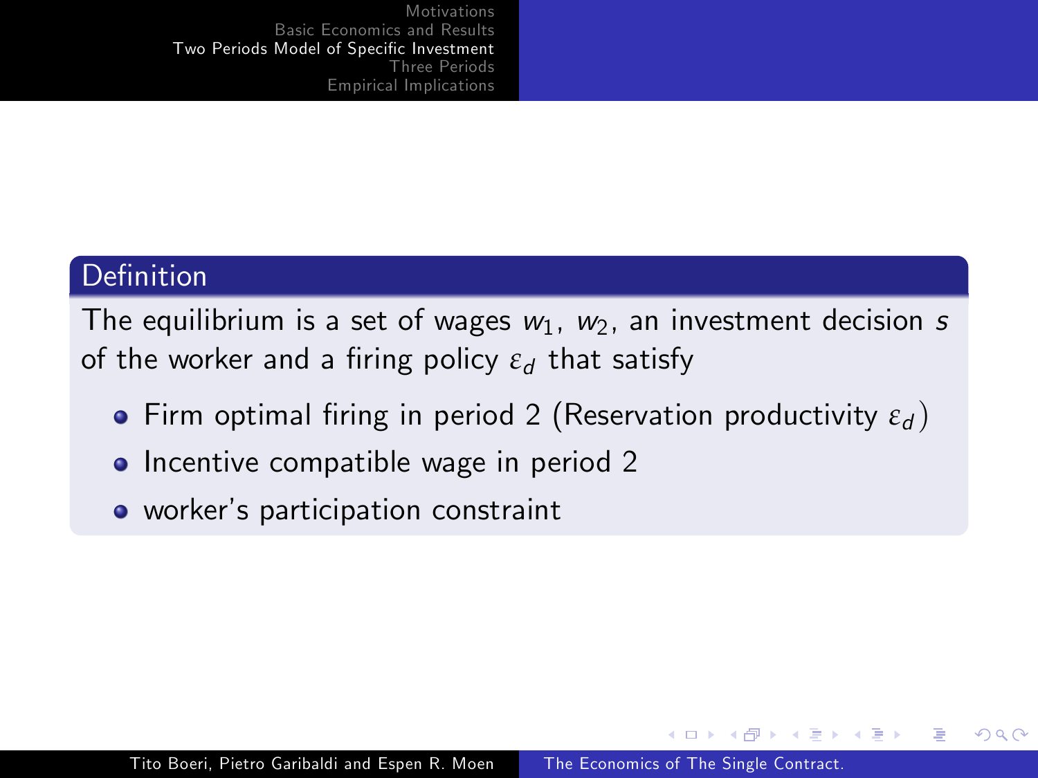**Definition**

The equilibrium is a set of wages $w_1$, $w_2$, an investment decision $s$ of the worker and a firing policy $\varepsilon_d$ that satisfy

- Firm optimal firing in period 2 (Reservation productivity $\varepsilon_d$)
- Incentive compatible wage in period 2
- worker's participation constraint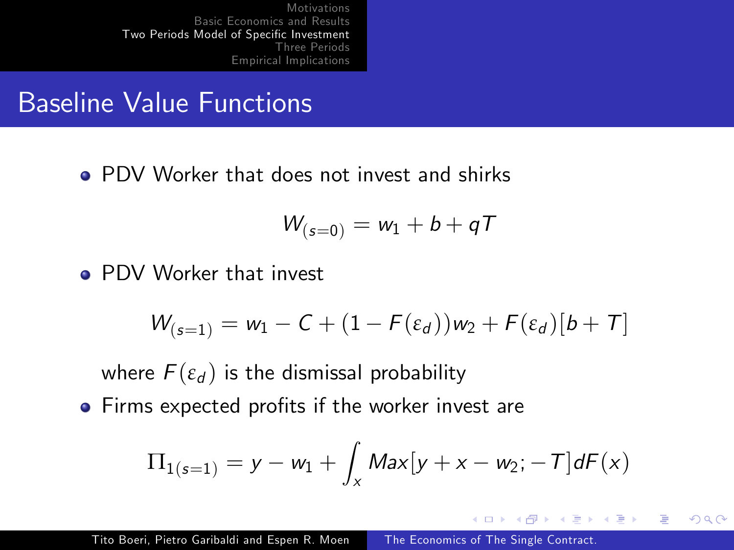## Baseline Value Functions

- PDV Worker that does not invest and shirks

$$W_{(s=0)} = w_1 + b + qT$$

- PDV Worker that invest

$$W_{(s=1)} = w_1 - C + (1 - F(\varepsilon_d))w_2 + F(\varepsilon_d)[b + T]$$

where $F(\varepsilon_d)$ is the dismissal probability

- Firms expected profits if the worker invest are

$$\Pi_{1(s=1)} = y - w_1 + \int_x Max[y + x - w_2; -T]dF(x)$$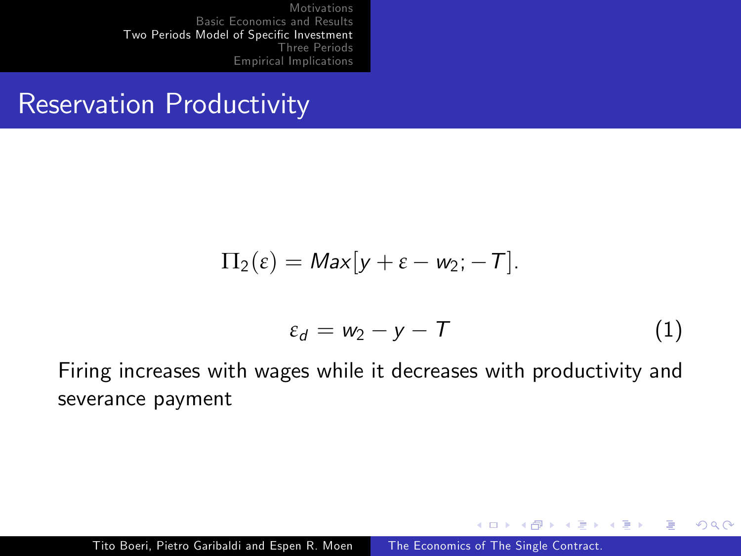## Reservation Productivity

$$\Pi_2(\varepsilon) = Max[y + \varepsilon - w_2; -T].$$

$$\varepsilon_d = w_2 - y - T \tag{1}$$

Firing increases with wages while it decreases with productivity and severance payment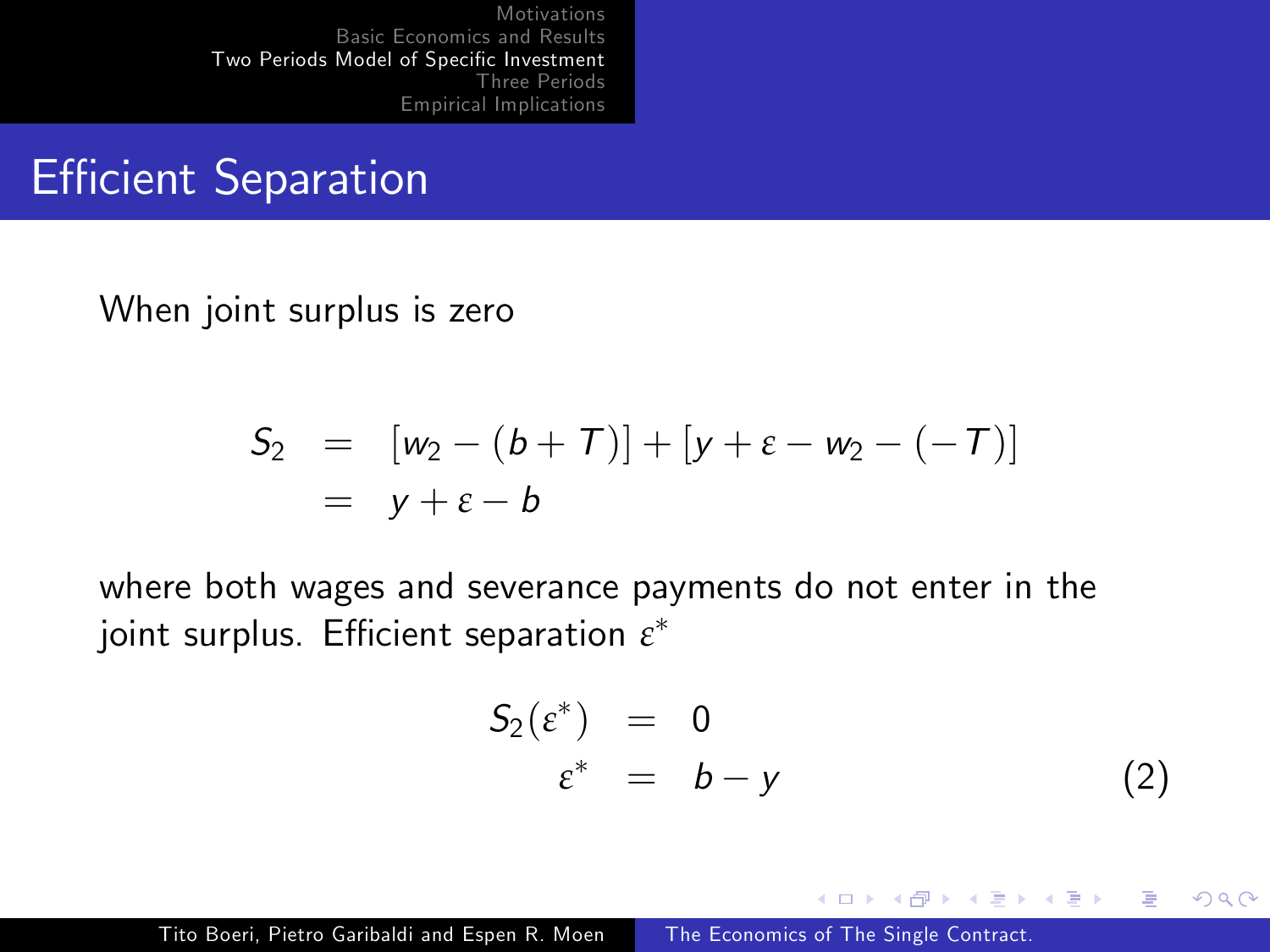# Efficient Separation

When joint surplus is zero

$$
\begin{aligned}
S_2 &= [w_2 - (b + T)] + [y + \varepsilon - w_2 - (-T)] \\
&= y + \varepsilon - b
\end{aligned}
$$

where both wages and severance payments do not enter in the joint surplus. Efficient separation $\varepsilon^*$

$$
\begin{aligned}
S_2(\varepsilon^*) &= 0 \\
\varepsilon^* &= b - y \qquad (2)
\end{aligned}
$$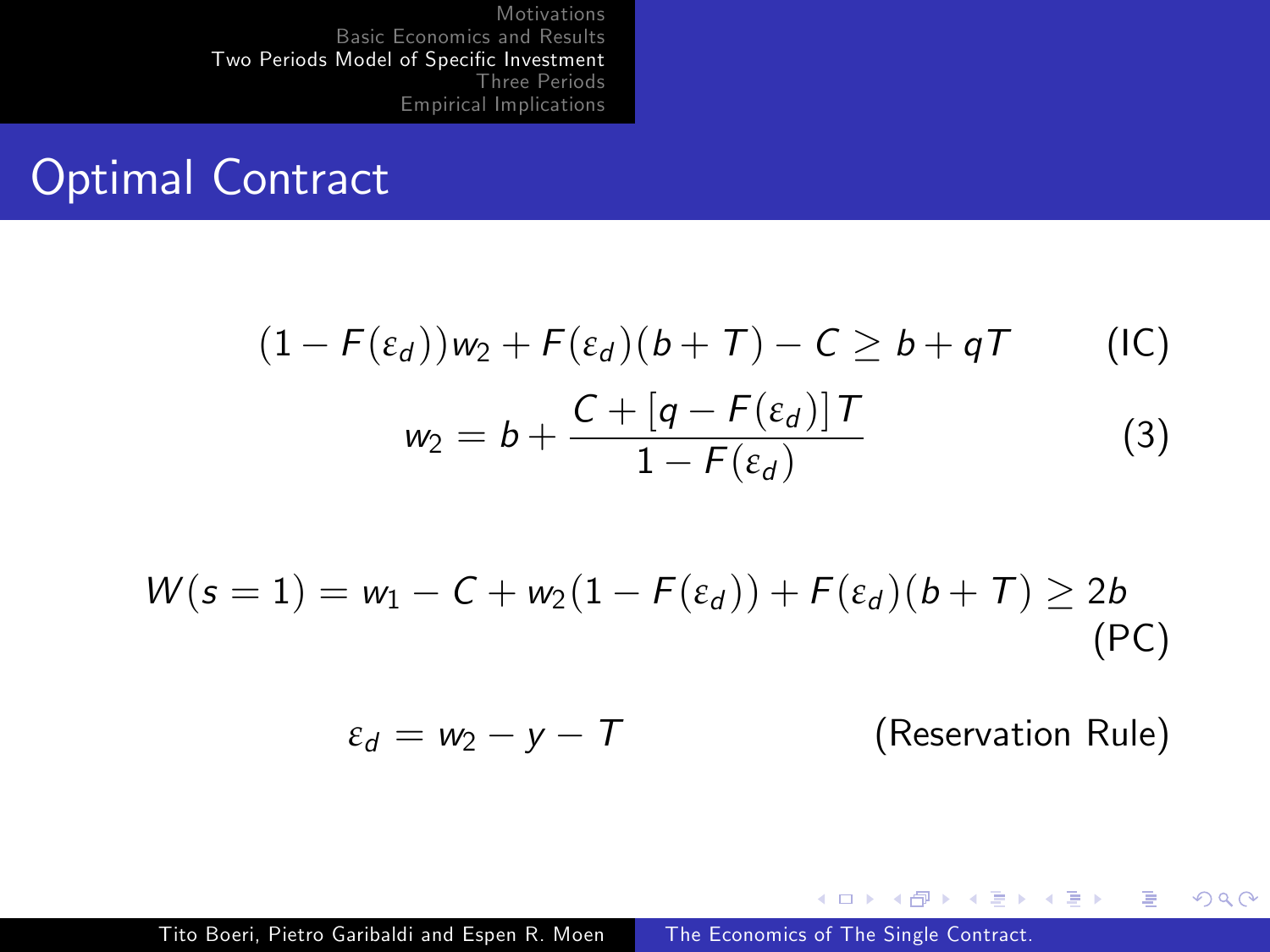# Optimal Contract

$$(1 - F(\varepsilon_d))w_2 + F(\varepsilon_d)(b + T) - C \geq b + qT \qquad \text{(IC)}$$

$$w_2 = b + \frac{C + [q - F(\varepsilon_d)]T}{1 - F(\varepsilon_d)} \qquad (3)$$

$$W(s = 1) = w_1 - C + w_2(1 - F(\varepsilon_d)) + F(\varepsilon_d)(b + T) \geq 2b \qquad \text{(PC)}$$

$$\varepsilon_d = w_2 - y - T \qquad \text{(Reservation Rule)}$$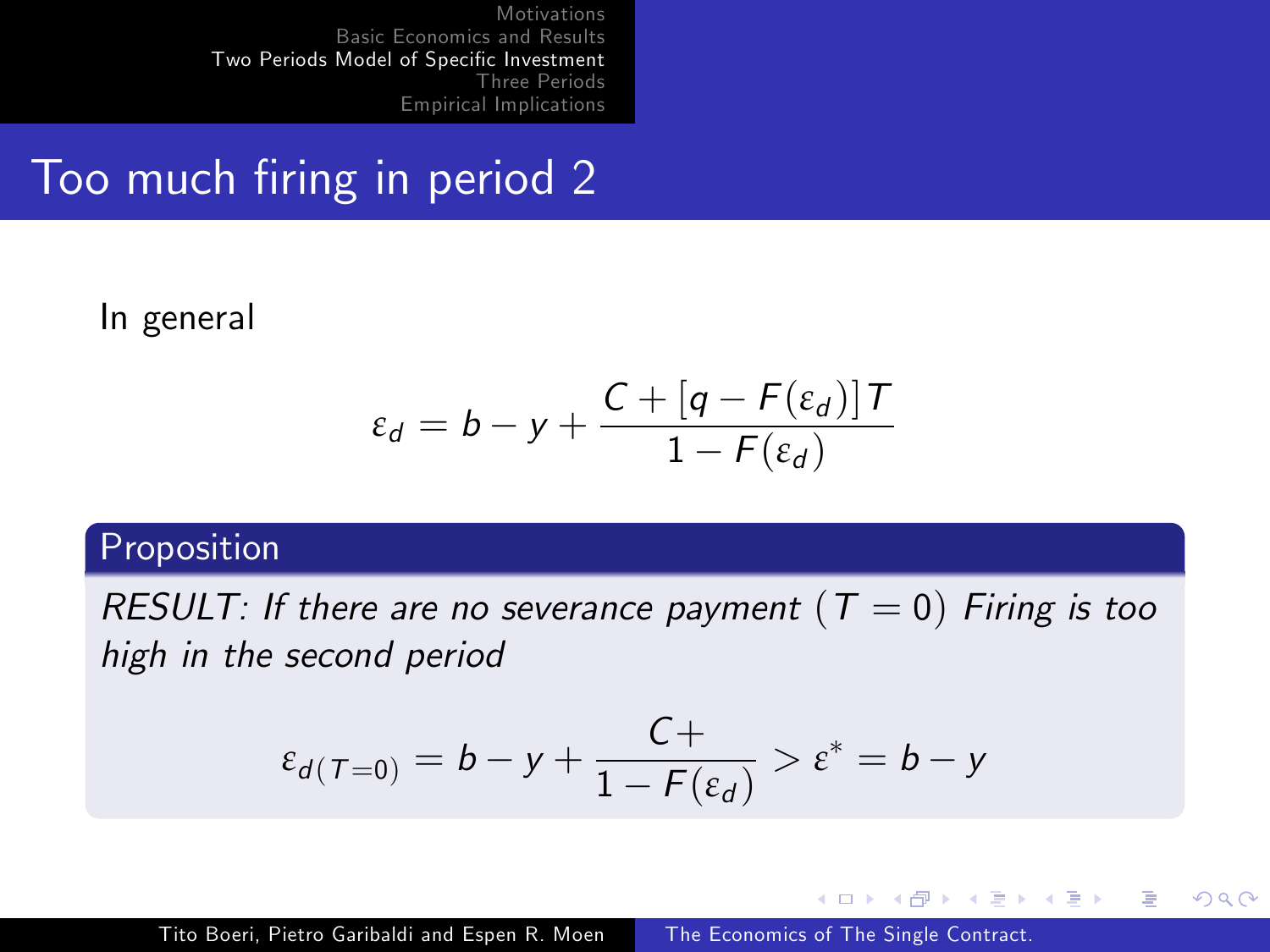# Too much firing in period 2

In general

$$\varepsilon_d = b - y + \frac{C + [q - F(\varepsilon_d)]T}{1 - F(\varepsilon_d)}$$

**Proposition**

*RESULT: If there are no severance payment $(T = 0)$ Firing is too high in the second period*

$$\varepsilon_{d(T=0)} = b - y + \frac{C+}{1 - F(\varepsilon_d)} > \varepsilon^* = b - y$$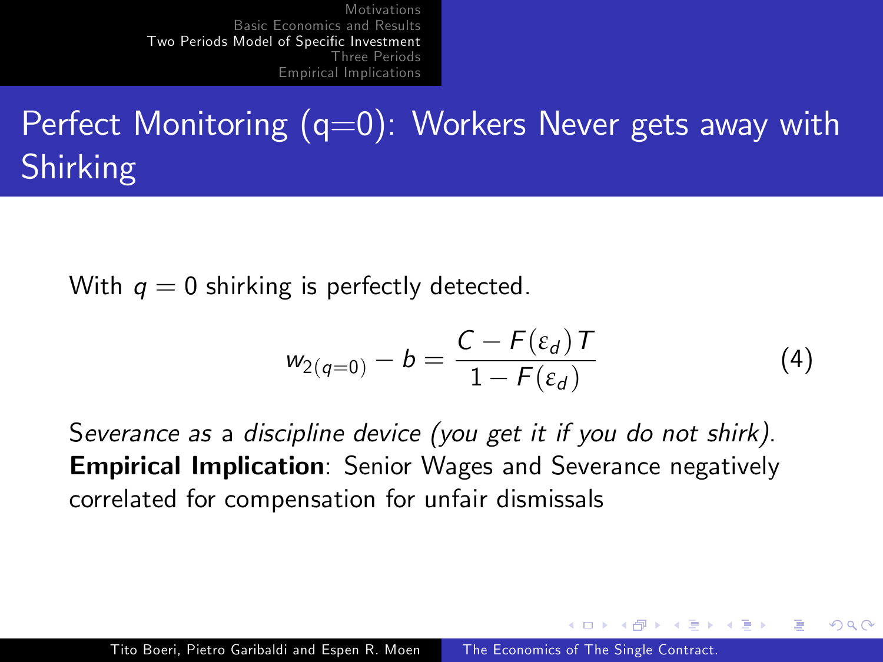# Perfect Monitoring (q=0): Workers Never gets away with Shirking

With $q = 0$ shirking is perfectly detected.

$$w_{2(q=0)} - b = \frac{C - F(\varepsilon_d)T}{1 - F(\varepsilon_d)} \tag{4}$$

*Severance as* a *discipline device (you get it if you do not shirk).*
**Empirical Implication**: Senior Wages and Severance negatively correlated for compensation for unfair dismissals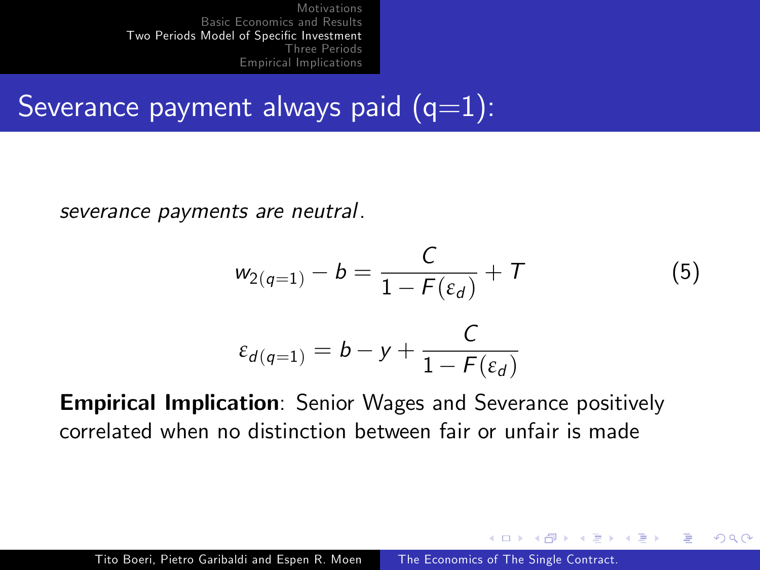# Severance payment always paid (q=1):

*severance payments are neutral*.

$$w_{2(q=1)} - b = \frac{C}{1 - F(\varepsilon_d)} + T \tag{5}$$

$$\varepsilon_{d(q=1)} = b - y + \frac{C}{1 - F(\varepsilon_d)}$$

**Empirical Implication**: Senior Wages and Severance positively correlated when no distinction between fair or unfair is made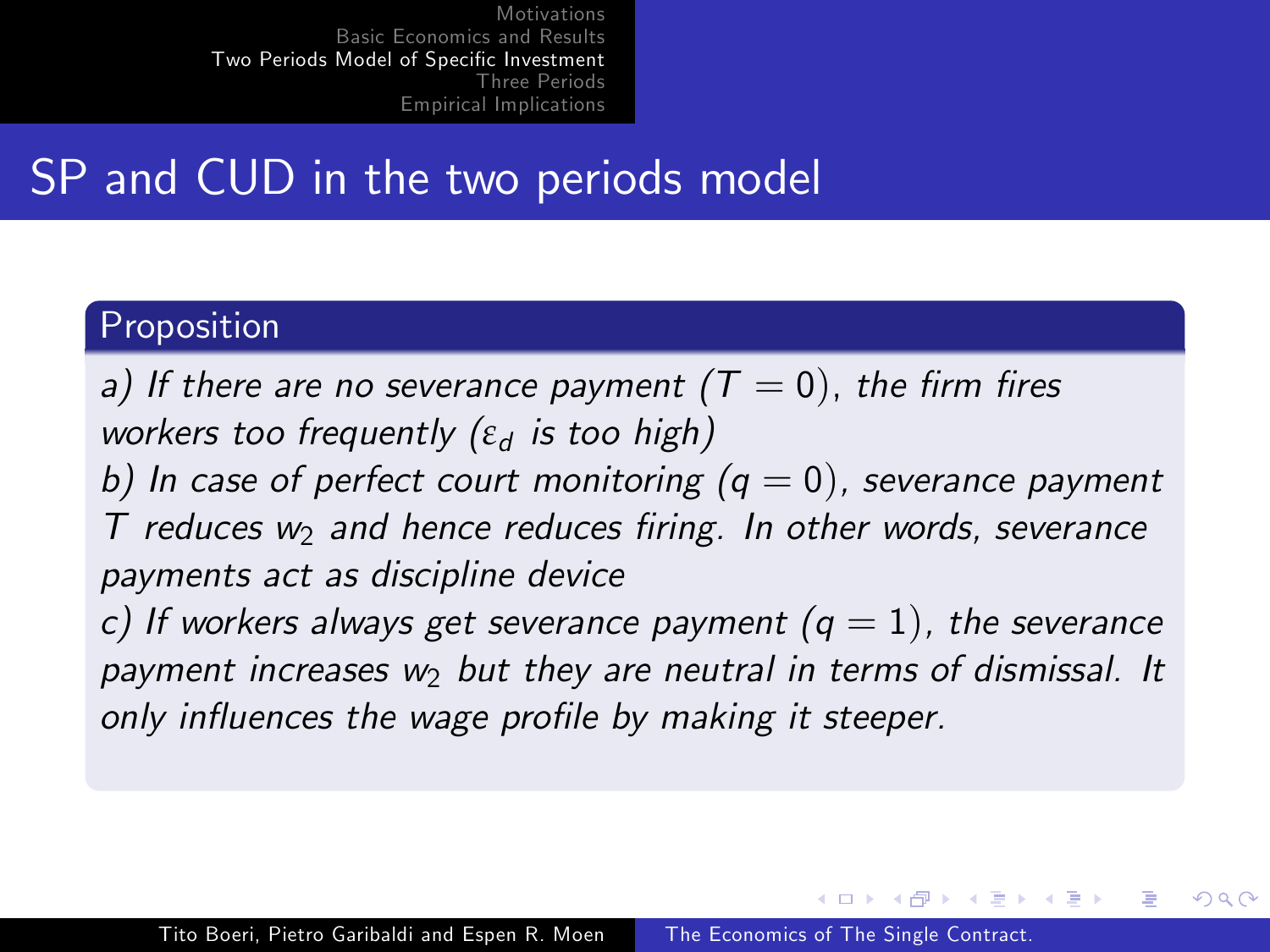# SP and CUD in the two periods model

**Proposition**

*a) If there are no severance payment ($T = 0$), the firm fires workers too frequently ($\varepsilon_d$ is too high)*
*b) In case of perfect court monitoring ($q = 0$), severance payment $T$ reduces $w_2$ and hence reduces firing. In other words, severance payments act as discipline device*
*c) If workers always get severance payment ($q = 1$), the severance payment increases $w_2$ but they are neutral in terms of dismissal. It only influences the wage profile by making it steeper.*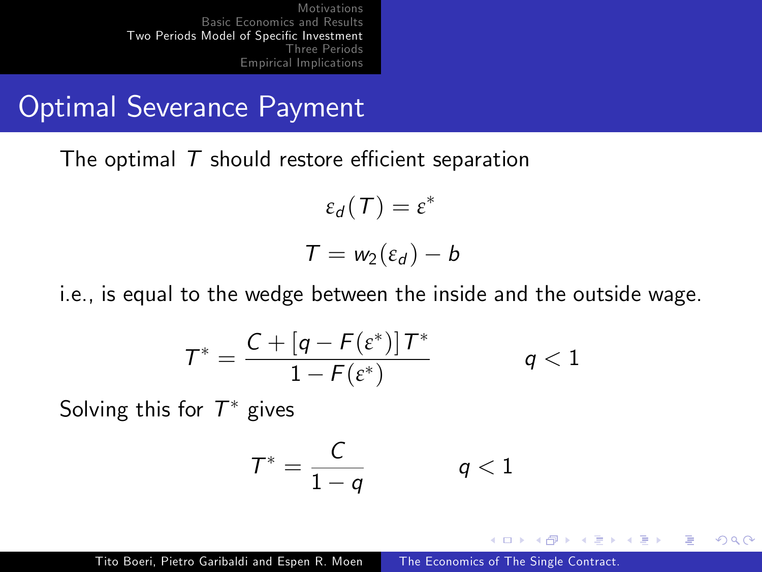## Optimal Severance Payment

The optimal $T$ should restore efficient separation

$$\varepsilon_d(T) = \varepsilon^*$$

$$T = w_2(\varepsilon_d) - b$$

i.e., is equal to the wedge between the inside and the outside wage.

$$T^* = \frac{C + [q - F(\varepsilon^*)]\,T^*}{1 - F(\varepsilon^*)} \qquad q < 1$$

Solving this for $T^*$ gives

$$T^* = \frac{C}{1 - q} \qquad q < 1$$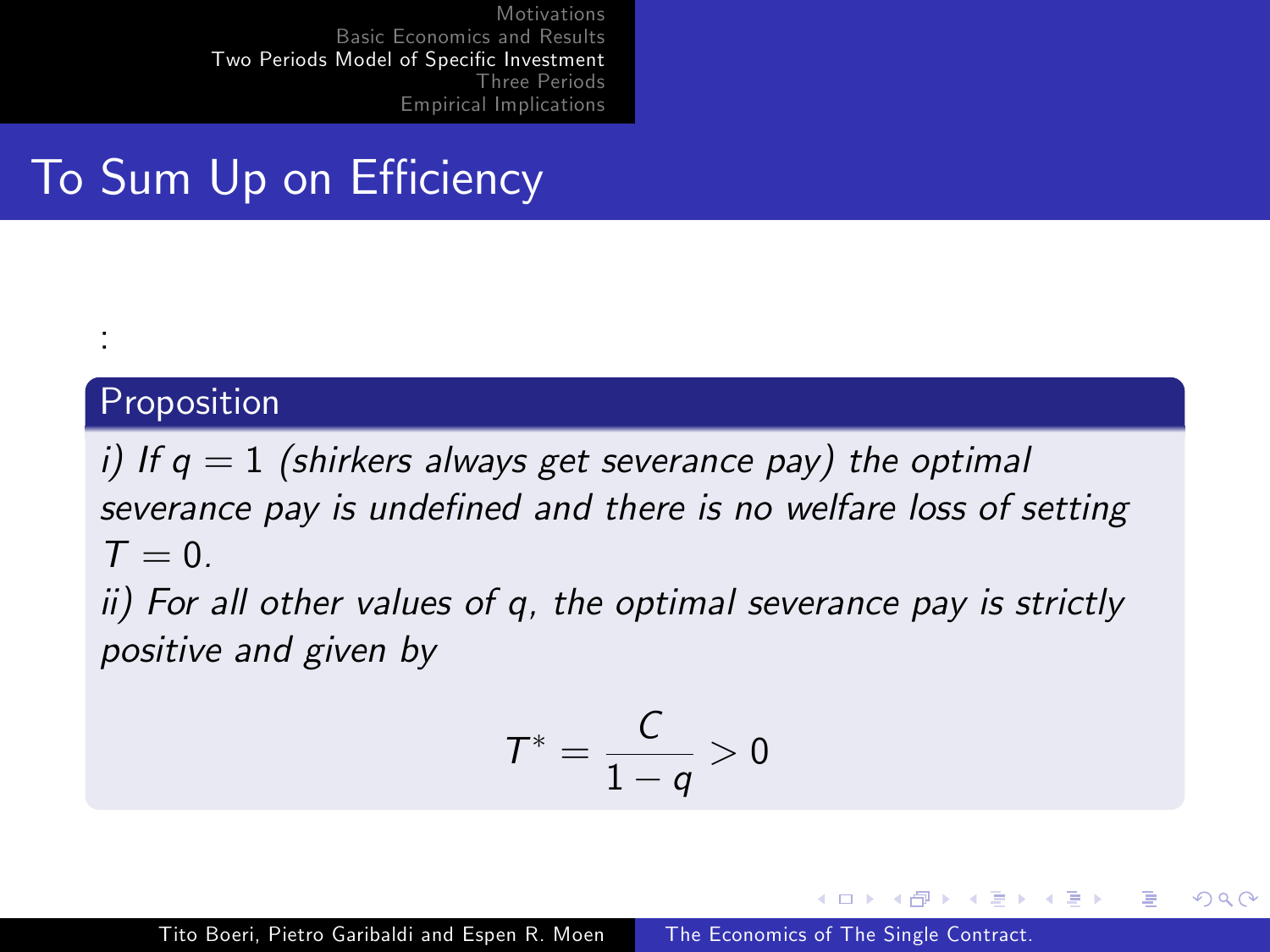# To Sum Up on Efficiency

:

**Proposition**

*i) If $q = 1$ (shirkers always get severance pay) the optimal severance pay is undefined and there is no welfare loss of setting $T = 0$.*

*ii) For all other values of $q$, the optimal severance pay is strictly positive and given by*

$$T^* = \frac{C}{1-q} > 0$$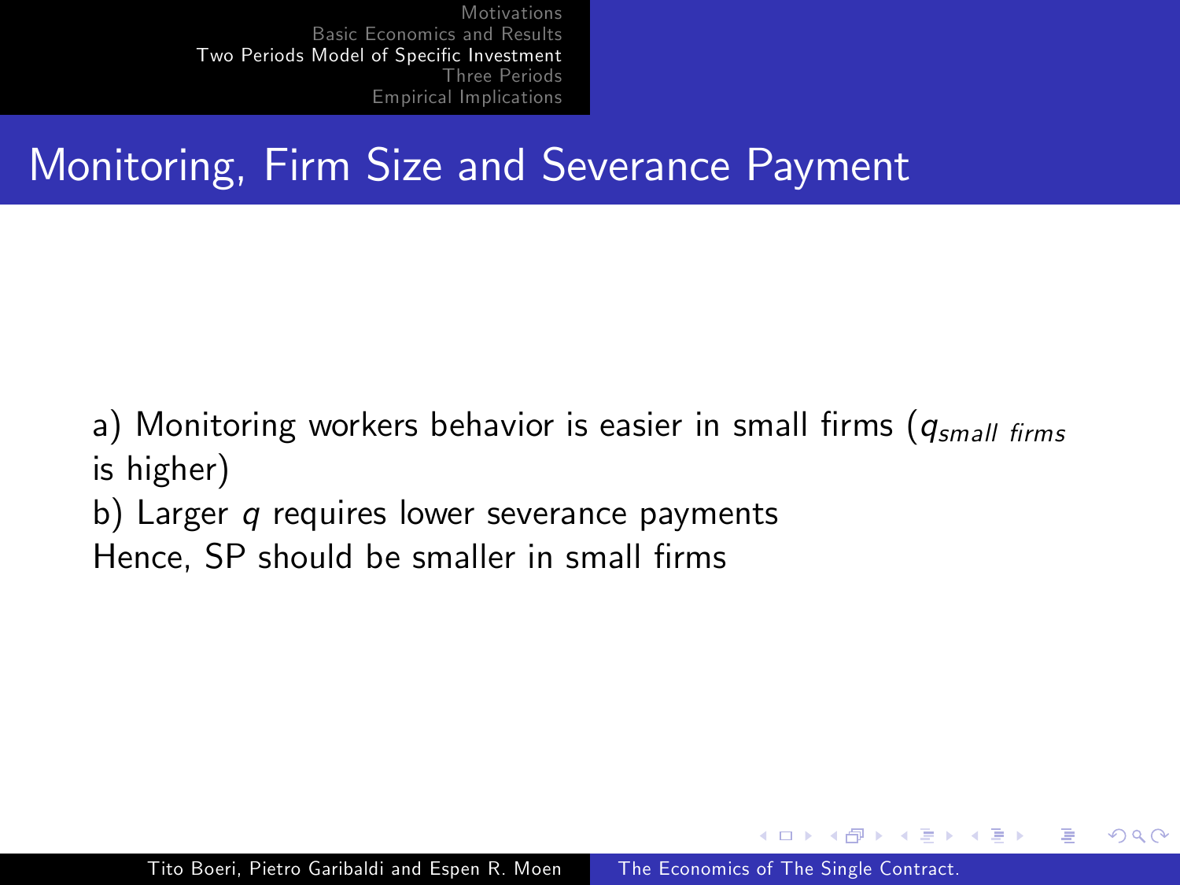# Monitoring, Firm Size and Severance Payment

a) Monitoring workers behavior is easier in small firms ($q_{small\ firms}$ is higher)

b) Larger $q$ requires lower severance payments

Hence, SP should be smaller in small firms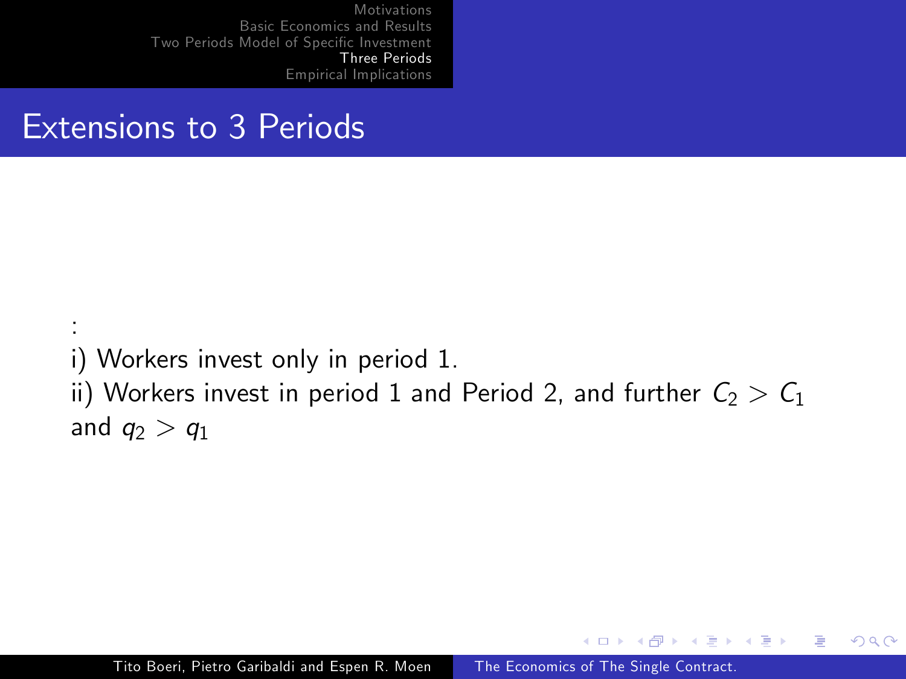# Extensions to 3 Periods

:

i) Workers invest only in period 1.

ii) Workers invest in period 1 and Period 2, and further $C_2 > C_1$ and $q_2 > q_1$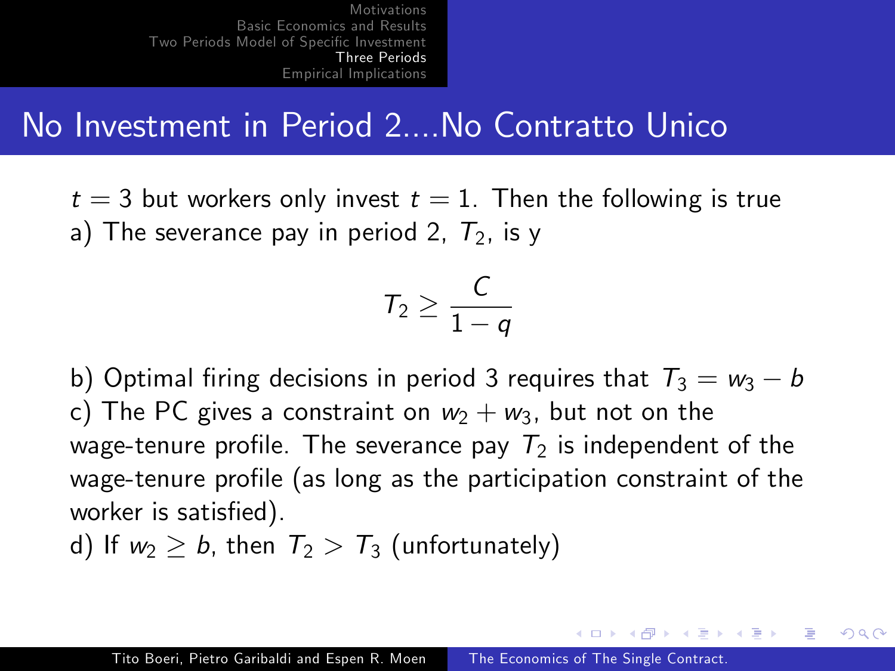# No Investment in Period 2....No Contratto Unico

$t = 3$ but workers only invest $t = 1$. Then the following is true

a) The severance pay in period 2, $T_2$, is y

$$T_2 \geq \frac{C}{1-q}$$

b) Optimal firing decisions in period 3 requires that $T_3 = w_3 - b$

c) The PC gives a constraint on $w_2 + w_3$, but not on the wage-tenure profile. The severance pay $T_2$ is independent of the wage-tenure profile (as long as the participation constraint of the worker is satisfied).

d) If $w_2 \geq b$, then $T_2 > T_3$ (unfortunately)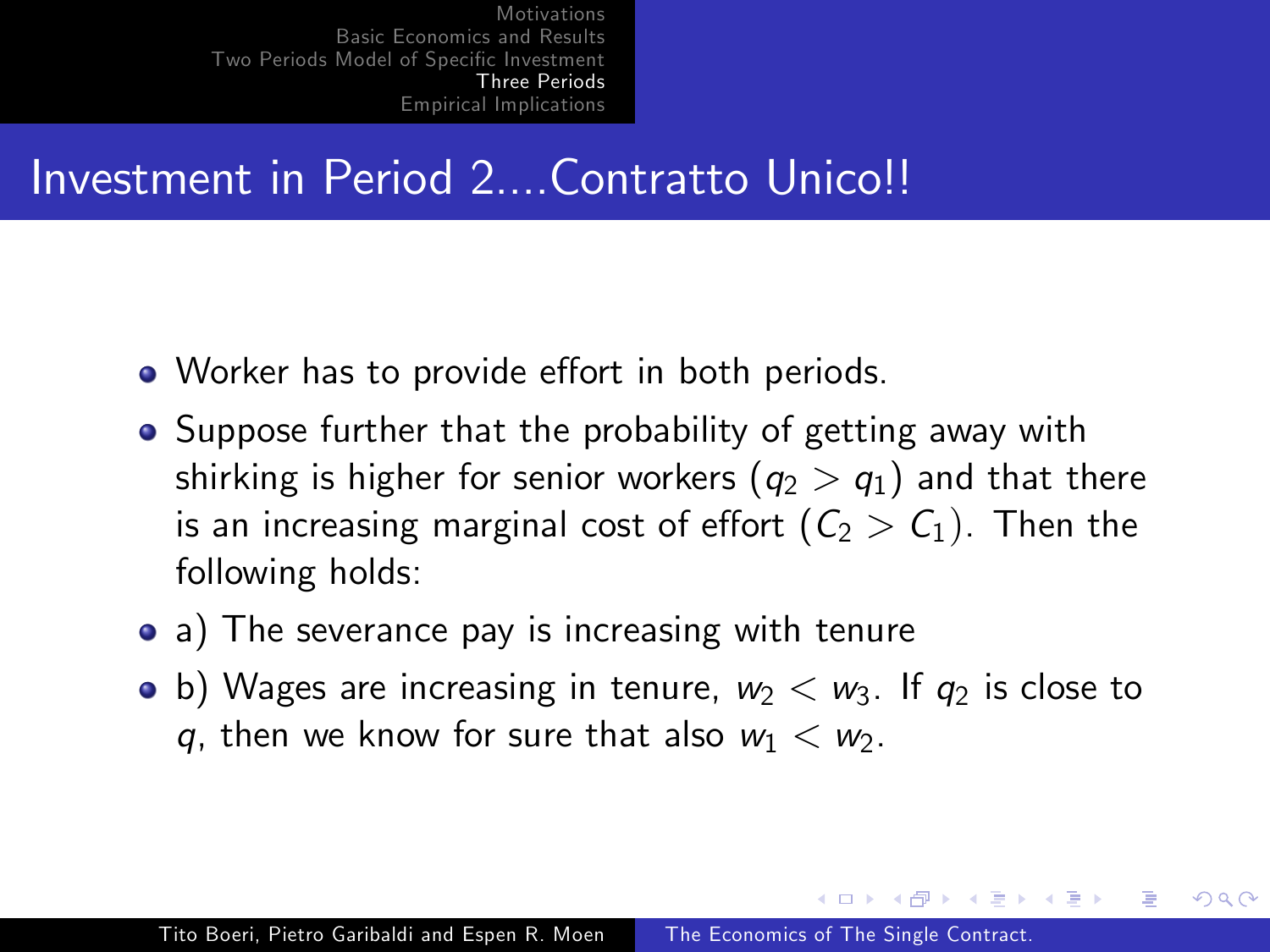# Investment in Period 2....Contratto Unico!!

- Worker has to provide effort in both periods.
- Suppose further that the probability of getting away with shirking is higher for senior workers ($q_2 > q_1$) and that there is an increasing marginal cost of effort ($C_2 > C_1$). Then the following holds:
- a) The severance pay is increasing with tenure
- b) Wages are increasing in tenure, $w_2 < w_3$. If $q_2$ is close to $q$, then we know for sure that also $w_1 < w_2$.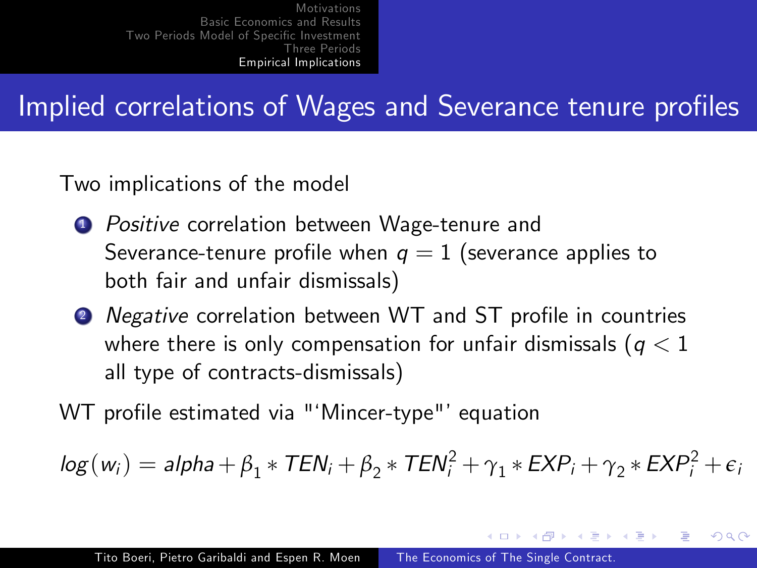# Implied correlations of Wages and Severance tenure profiles

Two implications of the model

1. *Positive* correlation between Wage-tenure and Severance-tenure profile when $q = 1$ (severance applies to both fair and unfair dismissals)
2. *Negative* correlation between WT and ST profile in countries where there is only compensation for unfair dismissals ($q < 1$ all type of contracts-dismissals)

WT profile estimated via "'Mincer-type"' equation

$$log(w_i) = alpha + \beta_1 * TEN_i + \beta_2 * TEN_i^2 + \gamma_1 * EXP_i + \gamma_2 * EXP_i^2 + \epsilon_i$$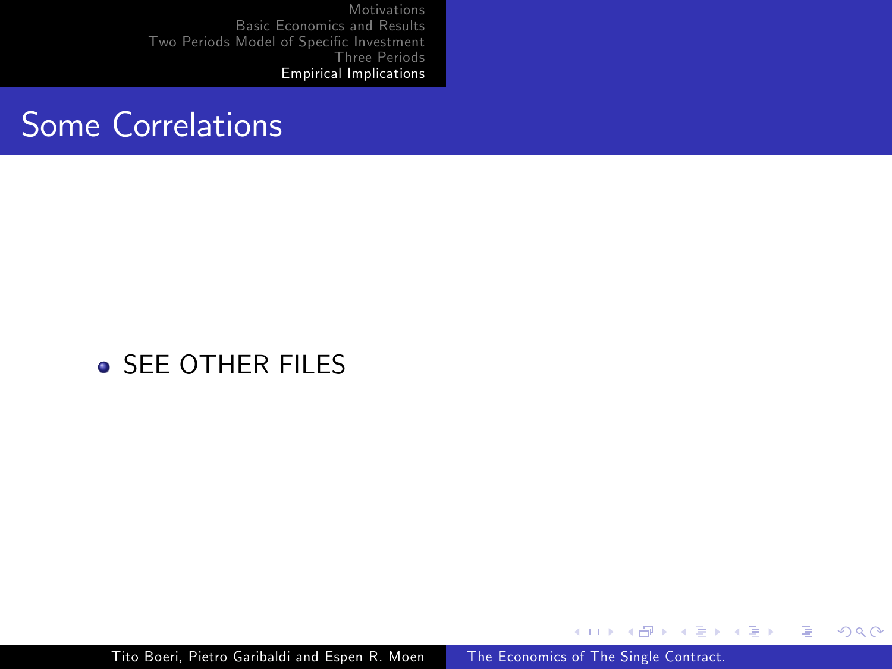## Some Correlations

- SEE OTHER FILES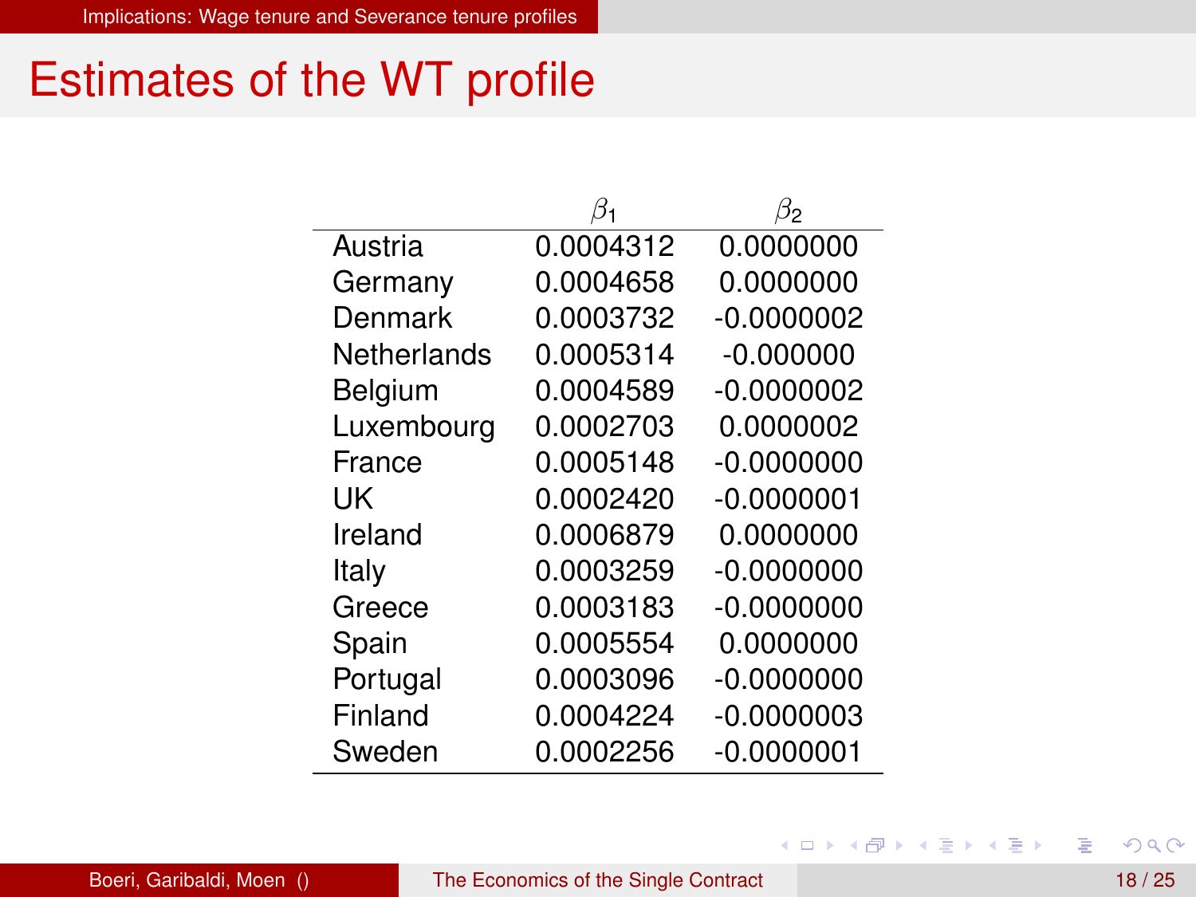# Estimates of the WT profile

| | $\beta_1$ | $\beta_2$ |
|---|---|---|
| Austria | 0.0004312 | 0.0000000 |
| Germany | 0.0004658 | 0.0000000 |
| Denmark | 0.0003732 | -0.0000002 |
| Netherlands | 0.0005314 | -0.000000 |
| Belgium | 0.0004589 | -0.0000002 |
| Luxembourg | 0.0002703 | 0.0000002 |
| France | 0.0005148 | -0.0000000 |
| UK | 0.0002420 | -0.0000001 |
| Ireland | 0.0006879 | 0.0000000 |
| Italy | 0.0003259 | -0.0000000 |
| Greece | 0.0003183 | -0.0000000 |
| Spain | 0.0005554 | 0.0000000 |
| Portugal | 0.0003096 | -0.0000000 |
| Finland | 0.0004224 | -0.0000003 |
| Sweden | 0.0002256 | -0.0000001 |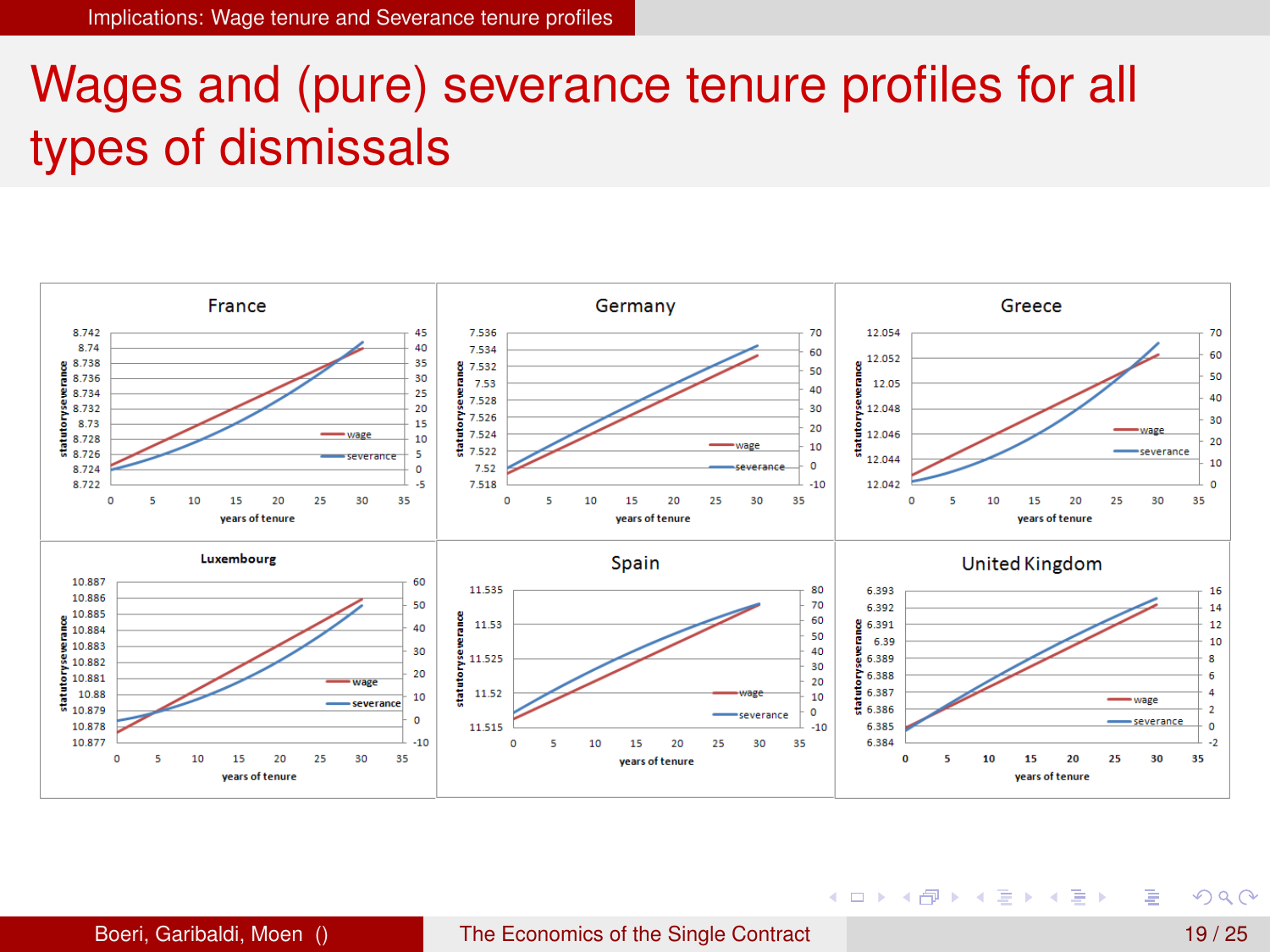# Wages and (pure) severance tenure profiles for all types of dismissals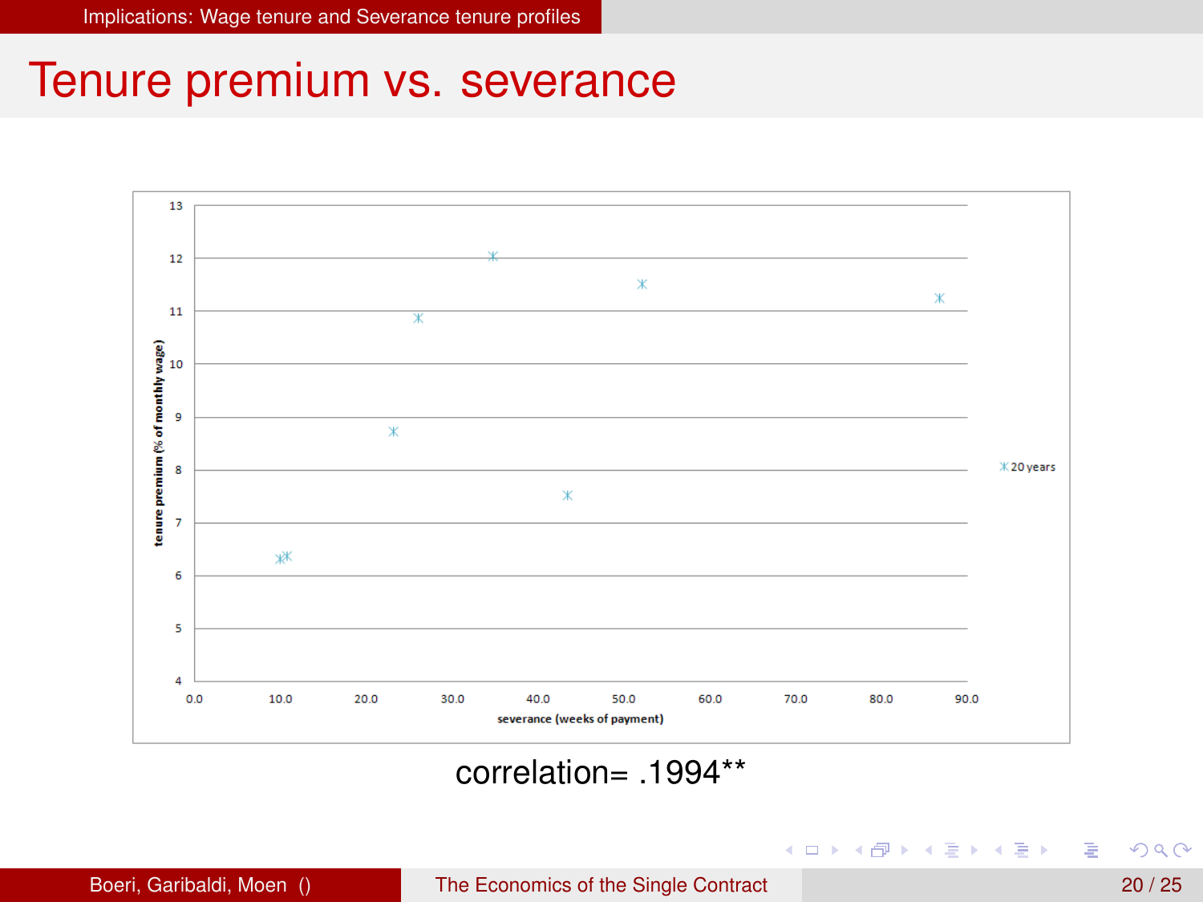# Tenure premium vs. severance

tenure premium (% of monthly wage)

severance (weeks of payment)

20 years

correlation= .1994**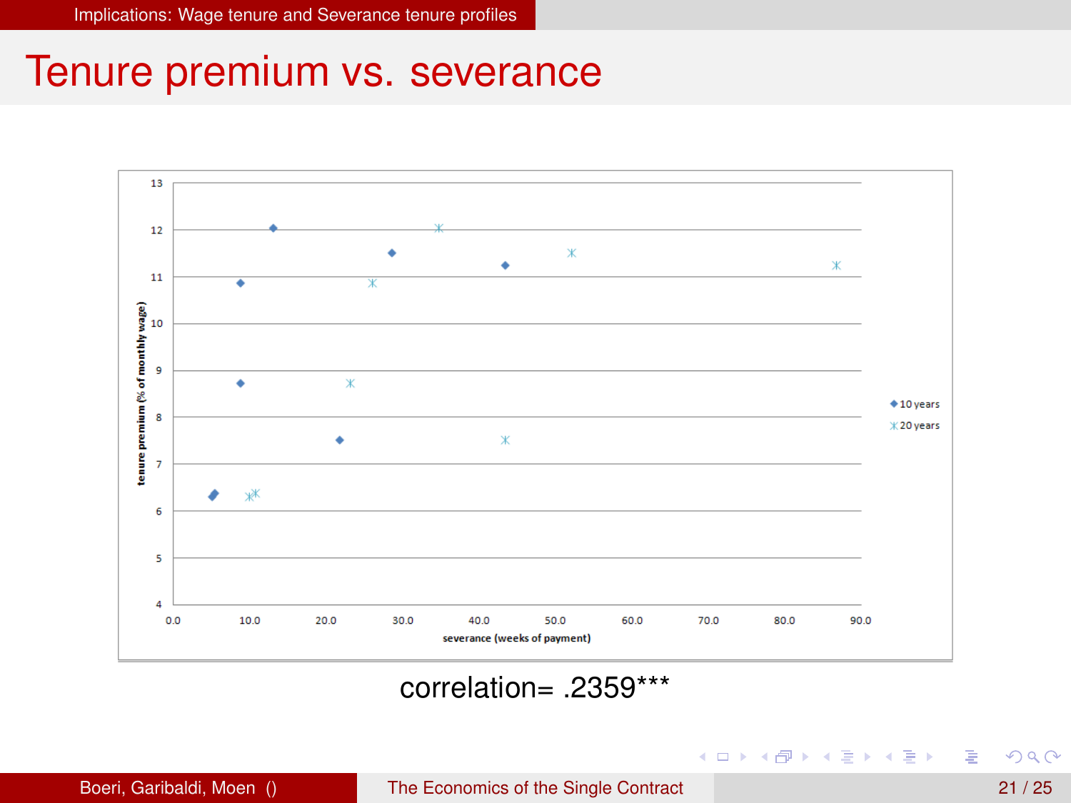# Tenure premium vs. severance

correlation= .2359***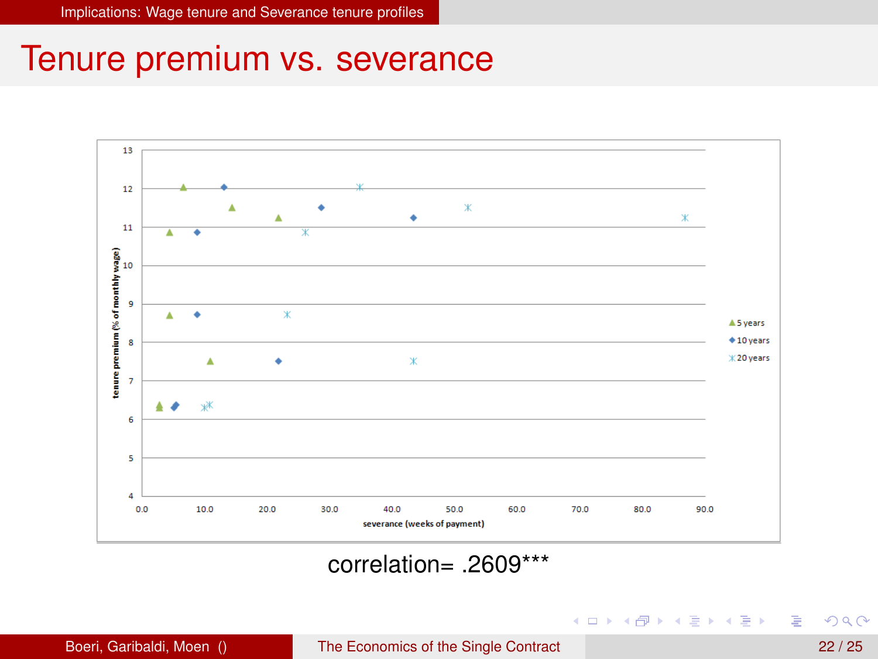# Tenure premium vs. severance

tenure premium (% of monthly wage)

severance (weeks of payment)

5 years
10 years
20 years

correlation= .2609***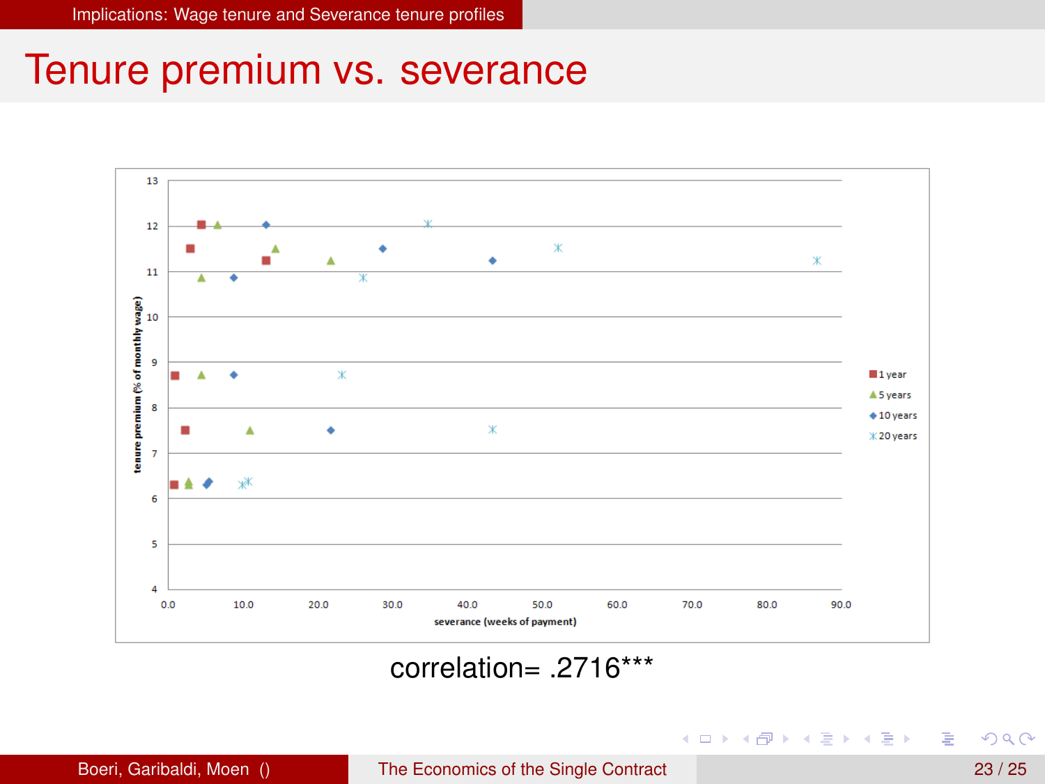# Tenure premium vs. severance

correlation= .2716***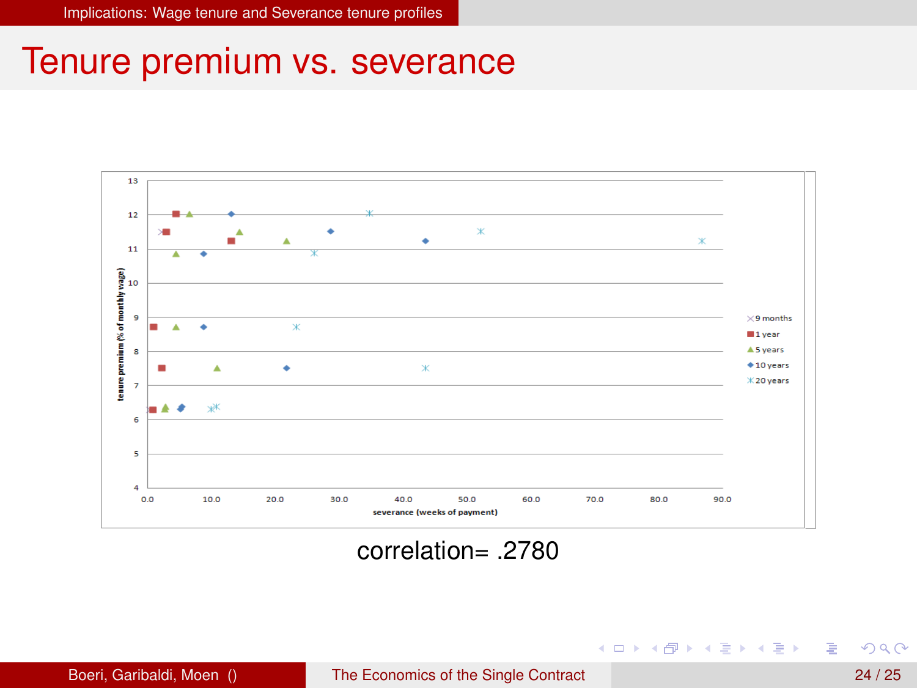# Tenure premium vs. severance

correlation= .2780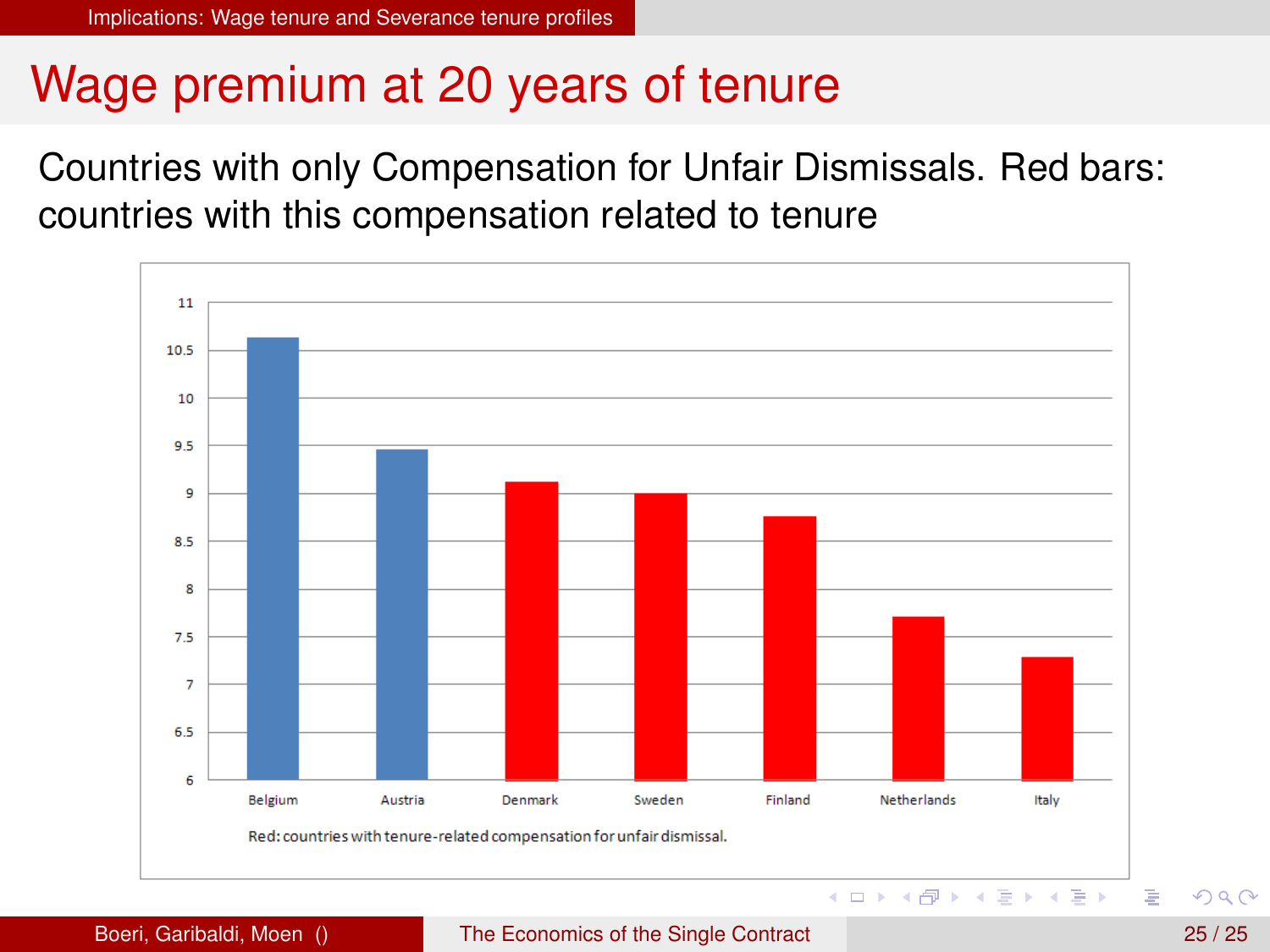# Wage premium at 20 years of tenure

Countries with only Compensation for Unfair Dismissals. Red bars: countries with this compensation related to tenure

Red: countries with tenure-related compensation for unfair dismissal.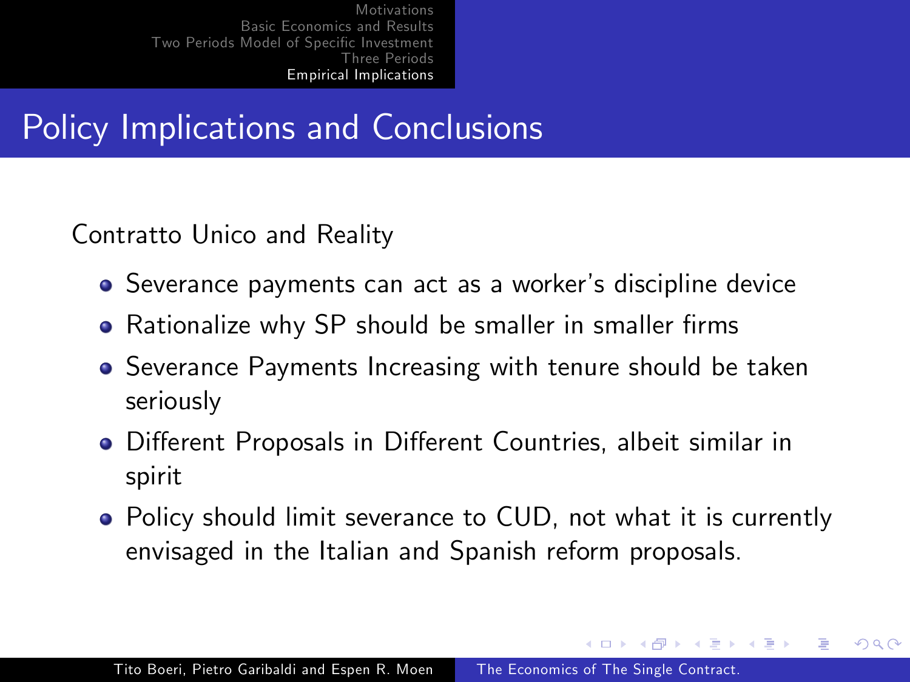# Policy Implications and Conclusions

Contratto Unico and Reality

- Severance payments can act as a worker's discipline device
- Rationalize why SP should be smaller in smaller firms
- Severance Payments Increasing with tenure should be taken seriously
- Different Proposals in Different Countries, albeit similar in spirit
- Policy should limit severance to CUD, not what it is currently envisaged in the Italian and Spanish reform proposals.